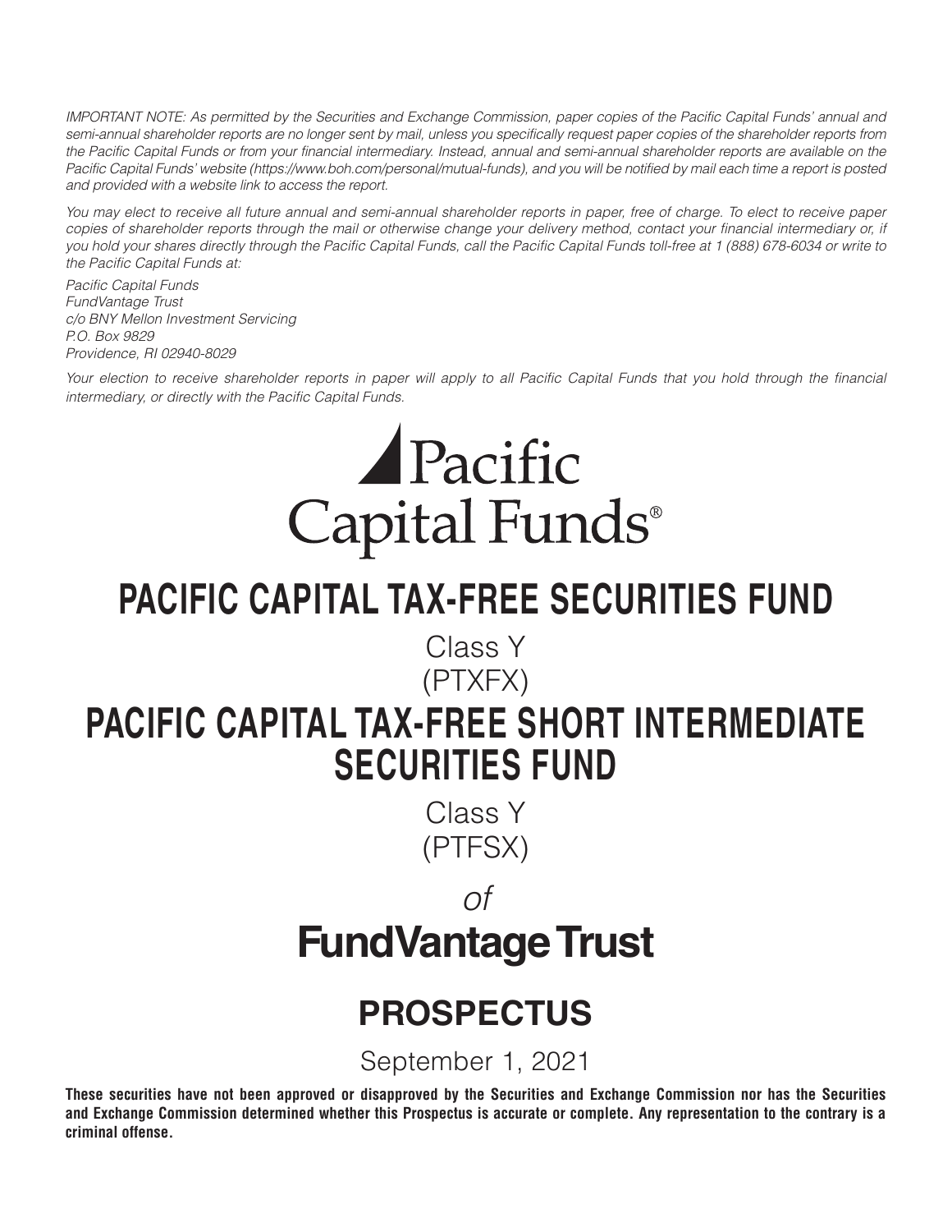*IMPORTANT NOTE: As permitted by the Securities and Exchange Commission, paper copies of the Pacific Capital Funds' annual and semi-annual shareholder reports are no longer sent by mail, unless you specifically request paper copies of the shareholder reports from the Pacific Capital Funds or from your financial intermediary. Instead, annual and semi-annual shareholder reports are available on the Pacific Capital Funds' website (https://www.boh.com/personal/mutual-funds), and you will be notified by mail each time a report is posted and provided with a website link to access the report.*

*You may elect to receive all future annual and semi-annual shareholder reports in paper, free of charge. To elect to receive paper copies of shareholder reports through the mail or otherwise change your delivery method, contact your financial intermediary or, if you hold your shares directly through the Pacific Capital Funds, call the Pacific Capital Funds toll-free at 1 (888) 678-6034 or write to the Pacific Capital Funds at:*

*Pacific Capital Funds*
*FundVantage Trust*
*c/o BNY Mellon Investment Servicing*
*P.O. Box 9829*
*Providence, RI 02940-8029*

*Your election to receive shareholder reports in paper will apply to all Pacific Capital Funds that you hold through the financial intermediary, or directly with the Pacific Capital Funds.*

Pacific Capital Funds®

# PACIFIC CAPITAL TAX-FREE SECURITIES FUND

Class Y
(PTXFX)

# PACIFIC CAPITAL TAX-FREE SHORT INTERMEDIATE SECURITIES FUND

Class Y
(PTFSX)

*of*

# FundVantage Trust

# PROSPECTUS

September 1, 2021

**These securities have not been approved or disapproved by the Securities and Exchange Commission nor has the Securities and Exchange Commission determined whether this Prospectus is accurate or complete. Any representation to the contrary is a criminal offense.**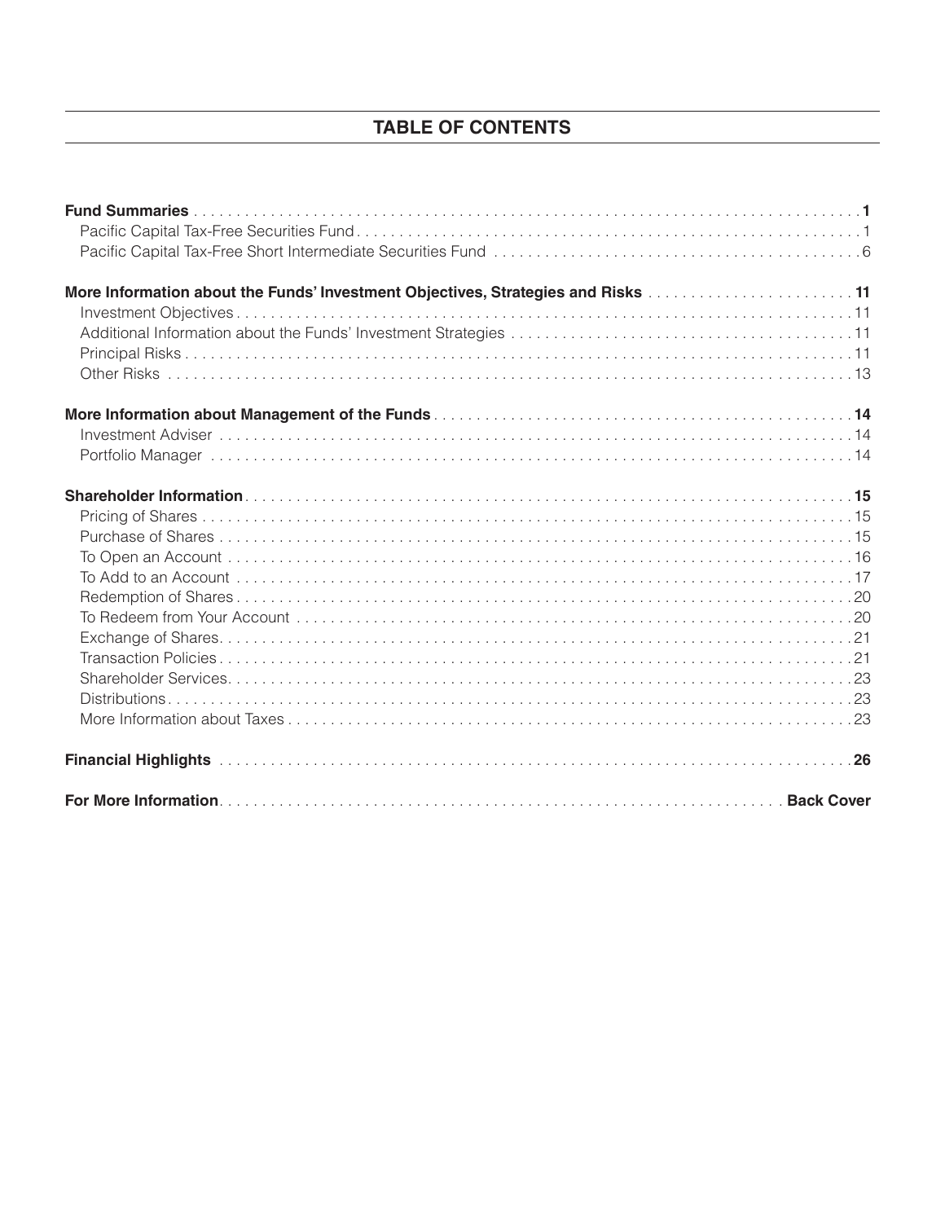## TABLE OF CONTENTS

| | |
|---|---|
| **Fund Summaries** | **1** |
| Pacific Capital Tax-Free Securities Fund | 1 |
| Pacific Capital Tax-Free Short Intermediate Securities Fund | 6 |
| **More Information about the Funds' Investment Objectives, Strategies and Risks** | **11** |
| Investment Objectives | 11 |
| Additional Information about the Funds' Investment Strategies | 11 |
| Principal Risks | 11 |
| Other Risks | 13 |
| **More Information about Management of the Funds** | **14** |
| Investment Adviser | 14 |
| Portfolio Manager | 14 |
| **Shareholder Information** | **15** |
| Pricing of Shares | 15 |
| Purchase of Shares | 15 |
| To Open an Account | 16 |
| To Add to an Account | 17 |
| Redemption of Shares | 20 |
| To Redeem from Your Account | 20 |
| Exchange of Shares | 21 |
| Transaction Policies | 21 |
| Shareholder Services | 23 |
| Distributions | 23 |
| More Information about Taxes | 23 |
| **Financial Highlights** | **26** |
| **For More Information** | **Back Cover** |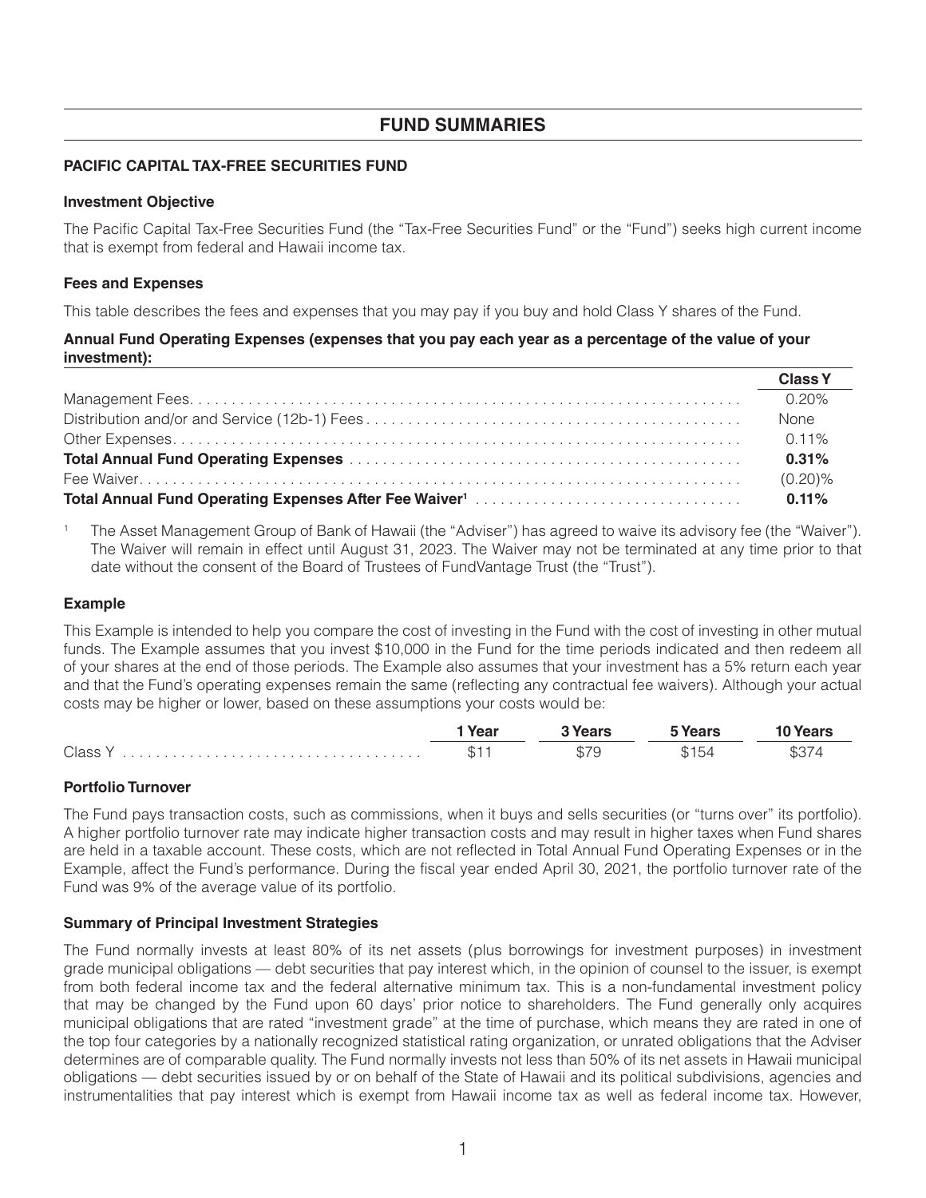# FUND SUMMARIES

## PACIFIC CAPITAL TAX-FREE SECURITIES FUND

### Investment Objective

The Pacific Capital Tax-Free Securities Fund (the "Tax-Free Securities Fund" or the "Fund") seeks high current income that is exempt from federal and Hawaii income tax.

### Fees and Expenses

This table describes the fees and expenses that you may pay if you buy and hold Class Y shares of the Fund.

**Annual Fund Operating Expenses (expenses that you pay each year as a percentage of the value of your investment):**

| | Class Y |
|---|---|
| Management Fees | 0.20% |
| Distribution and/or and Service (12b-1) Fees | None |
| Other Expenses | 0.11% |
| **Total Annual Fund Operating Expenses** | **0.31%** |
| Fee Waiver | (0.20)% |
| **Total Annual Fund Operating Expenses After Fee Waiver[1]** | **0.11%** |

[1] The Asset Management Group of Bank of Hawaii (the "Adviser") has agreed to waive its advisory fee (the "Waiver"). The Waiver will remain in effect until August 31, 2023. The Waiver may not be terminated at any time prior to that date without the consent of the Board of Trustees of FundVantage Trust (the "Trust").

### Example

This Example is intended to help you compare the cost of investing in the Fund with the cost of investing in other mutual funds. The Example assumes that you invest $10,000 in the Fund for the time periods indicated and then redeem all of your shares at the end of those periods. The Example also assumes that your investment has a 5% return each year and that the Fund's operating expenses remain the same (reflecting any contractual fee waivers). Although your actual costs may be higher or lower, based on these assumptions your costs would be:

| | 1 Year | 3 Years | 5 Years | 10 Years |
|---|---|---|---|---|
| Class Y | $11 | $79 | $154 | $374 |

### Portfolio Turnover

The Fund pays transaction costs, such as commissions, when it buys and sells securities (or "turns over" its portfolio). A higher portfolio turnover rate may indicate higher transaction costs and may result in higher taxes when Fund shares are held in a taxable account. These costs, which are not reflected in Total Annual Fund Operating Expenses or in the Example, affect the Fund's performance. During the fiscal year ended April 30, 2021, the portfolio turnover rate of the Fund was 9% of the average value of its portfolio.

### Summary of Principal Investment Strategies

The Fund normally invests at least 80% of its net assets (plus borrowings for investment purposes) in investment grade municipal obligations — debt securities that pay interest which, in the opinion of counsel to the issuer, is exempt from both federal income tax and the federal alternative minimum tax. This is a non-fundamental investment policy that may be changed by the Fund upon 60 days' prior notice to shareholders. The Fund generally only acquires municipal obligations that are rated "investment grade" at the time of purchase, which means they are rated in one of the top four categories by a nationally recognized statistical rating organization, or unrated obligations that the Adviser determines are of comparable quality. The Fund normally invests not less than 50% of its net assets in Hawaii municipal obligations — debt securities issued by or on behalf of the State of Hawaii and its political subdivisions, agencies and instrumentalities that pay interest which is exempt from Hawaii income tax as well as federal income tax. However,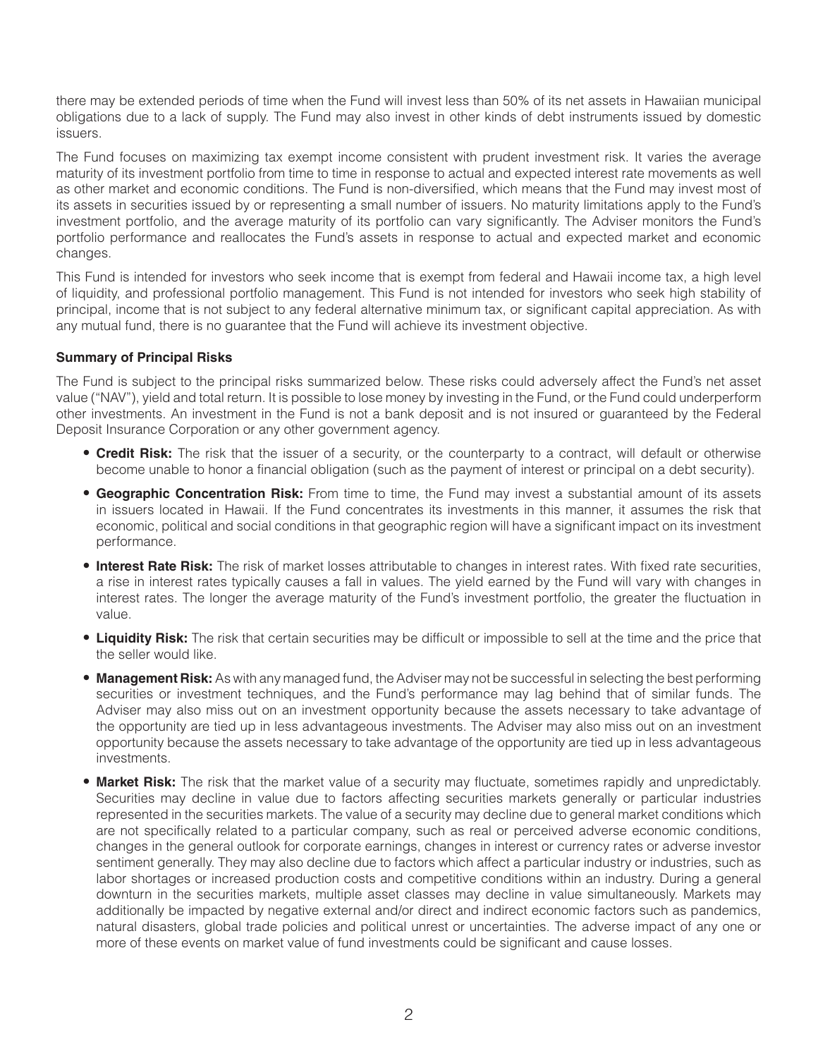there may be extended periods of time when the Fund will invest less than 50% of its net assets in Hawaiian municipal obligations due to a lack of supply. The Fund may also invest in other kinds of debt instruments issued by domestic issuers.

The Fund focuses on maximizing tax exempt income consistent with prudent investment risk. It varies the average maturity of its investment portfolio from time to time in response to actual and expected interest rate movements as well as other market and economic conditions. The Fund is non-diversified, which means that the Fund may invest most of its assets in securities issued by or representing a small number of issuers. No maturity limitations apply to the Fund's investment portfolio, and the average maturity of its portfolio can vary significantly. The Adviser monitors the Fund's portfolio performance and reallocates the Fund's assets in response to actual and expected market and economic changes.

This Fund is intended for investors who seek income that is exempt from federal and Hawaii income tax, a high level of liquidity, and professional portfolio management. This Fund is not intended for investors who seek high stability of principal, income that is not subject to any federal alternative minimum tax, or significant capital appreciation. As with any mutual fund, there is no guarantee that the Fund will achieve its investment objective.

**Summary of Principal Risks**

The Fund is subject to the principal risks summarized below. These risks could adversely affect the Fund's net asset value ("NAV"), yield and total return. It is possible to lose money by investing in the Fund, or the Fund could underperform other investments. An investment in the Fund is not a bank deposit and is not insured or guaranteed by the Federal Deposit Insurance Corporation or any other government agency.

- **Credit Risk:** The risk that the issuer of a security, or the counterparty to a contract, will default or otherwise become unable to honor a financial obligation (such as the payment of interest or principal on a debt security).
- **Geographic Concentration Risk:** From time to time, the Fund may invest a substantial amount of its assets in issuers located in Hawaii. If the Fund concentrates its investments in this manner, it assumes the risk that economic, political and social conditions in that geographic region will have a significant impact on its investment performance.
- **Interest Rate Risk:** The risk of market losses attributable to changes in interest rates. With fixed rate securities, a rise in interest rates typically causes a fall in values. The yield earned by the Fund will vary with changes in interest rates. The longer the average maturity of the Fund's investment portfolio, the greater the fluctuation in value.
- **Liquidity Risk:** The risk that certain securities may be difficult or impossible to sell at the time and the price that the seller would like.
- **Management Risk:** As with any managed fund, the Adviser may not be successful in selecting the best performing securities or investment techniques, and the Fund's performance may lag behind that of similar funds. The Adviser may also miss out on an investment opportunity because the assets necessary to take advantage of the opportunity are tied up in less advantageous investments. The Adviser may also miss out on an investment opportunity because the assets necessary to take advantage of the opportunity are tied up in less advantageous investments.
- **Market Risk:** The risk that the market value of a security may fluctuate, sometimes rapidly and unpredictably. Securities may decline in value due to factors affecting securities markets generally or particular industries represented in the securities markets. The value of a security may decline due to general market conditions which are not specifically related to a particular company, such as real or perceived adverse economic conditions, changes in the general outlook for corporate earnings, changes in interest or currency rates or adverse investor sentiment generally. They may also decline due to factors which affect a particular industry or industries, such as labor shortages or increased production costs and competitive conditions within an industry. During a general downturn in the securities markets, multiple asset classes may decline in value simultaneously. Markets may additionally be impacted by negative external and/or direct and indirect economic factors such as pandemics, natural disasters, global trade policies and political unrest or uncertainties. The adverse impact of any one or more of these events on market value of fund investments could be significant and cause losses.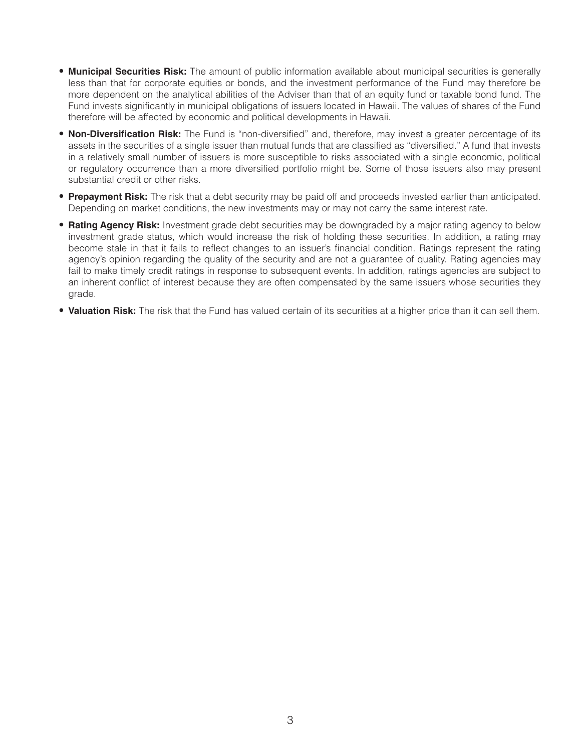- **Municipal Securities Risk:** The amount of public information available about municipal securities is generally less than that for corporate equities or bonds, and the investment performance of the Fund may therefore be more dependent on the analytical abilities of the Adviser than that of an equity fund or taxable bond fund. The Fund invests significantly in municipal obligations of issuers located in Hawaii. The values of shares of the Fund therefore will be affected by economic and political developments in Hawaii.
- **Non-Diversification Risk:** The Fund is "non-diversified" and, therefore, may invest a greater percentage of its assets in the securities of a single issuer than mutual funds that are classified as "diversified." A fund that invests in a relatively small number of issuers is more susceptible to risks associated with a single economic, political or regulatory occurrence than a more diversified portfolio might be. Some of those issuers also may present substantial credit or other risks.
- **Prepayment Risk:** The risk that a debt security may be paid off and proceeds invested earlier than anticipated. Depending on market conditions, the new investments may or may not carry the same interest rate.
- **Rating Agency Risk:** Investment grade debt securities may be downgraded by a major rating agency to below investment grade status, which would increase the risk of holding these securities. In addition, a rating may become stale in that it fails to reflect changes to an issuer's financial condition. Ratings represent the rating agency's opinion regarding the quality of the security and are not a guarantee of quality. Rating agencies may fail to make timely credit ratings in response to subsequent events. In addition, ratings agencies are subject to an inherent conflict of interest because they are often compensated by the same issuers whose securities they grade.
- **Valuation Risk:** The risk that the Fund has valued certain of its securities at a higher price than it can sell them.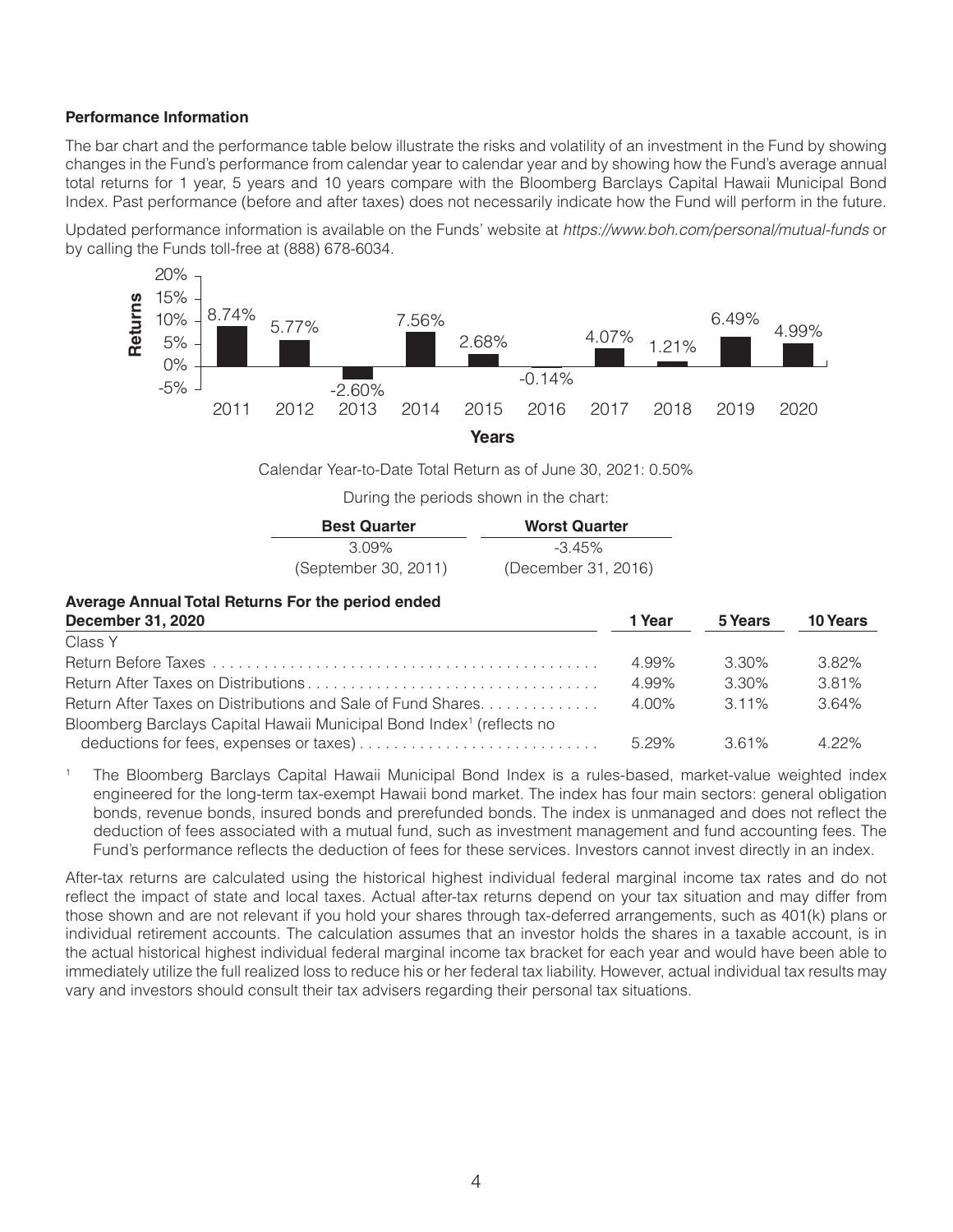**Performance Information**

The bar chart and the performance table below illustrate the risks and volatility of an investment in the Fund by showing changes in the Fund's performance from calendar year to calendar year and by showing how the Fund's average annual total returns for 1 year, 5 years and 10 years compare with the Bloomberg Barclays Capital Hawaii Municipal Bond Index. Past performance (before and after taxes) does not necessarily indicate how the Fund will perform in the future.

Updated performance information is available on the Funds' website at *https://www.boh.com/personal/mutual-funds* or by calling the Funds toll-free at (888) 678-6034.

| Years | 2011 | 2012 | 2013 | 2014 | 2015 | 2016 | 2017 | 2018 | 2019 | 2020 |
|---|---|---|---|---|---|---|---|---|---|---|
| Returns | 8.74% | 5.77% | -2.60% | 7.56% | 2.68% | -0.14% | 4.07% | 1.21% | 6.49% | 4.99% |

Calendar Year-to-Date Total Return as of June 30, 2021: 0.50%

During the periods shown in the chart:

| Best Quarter | Worst Quarter |
|---|---|
| 3.09% | -3.45% |
| (September 30, 2011) | (December 31, 2016) |

| Average Annual Total Returns For the period ended December 31, 2020 | 1 Year | 5 Years | 10 Years |
|---|---|---|---|
| Class Y | | | |
| Return Before Taxes | 4.99% | 3.30% | 3.82% |
| Return After Taxes on Distributions | 4.99% | 3.30% | 3.81% |
| Return After Taxes on Distributions and Sale of Fund Shares | 4.00% | 3.11% | 3.64% |
| Bloomberg Barclays Capital Hawaii Municipal Bond Index[1] (reflects no deductions for fees, expenses or taxes) | 5.29% | 3.61% | 4.22% |

[1] The Bloomberg Barclays Capital Hawaii Municipal Bond Index is a rules-based, market-value weighted index engineered for the long-term tax-exempt Hawaii bond market. The index has four main sectors: general obligation bonds, revenue bonds, insured bonds and prerefunded bonds. The index is unmanaged and does not reflect the deduction of fees associated with a mutual fund, such as investment management and fund accounting fees. The Fund's performance reflects the deduction of fees for these services. Investors cannot invest directly in an index.

After-tax returns are calculated using the historical highest individual federal marginal income tax rates and do not reflect the impact of state and local taxes. Actual after-tax returns depend on your tax situation and may differ from those shown and are not relevant if you hold your shares through tax-deferred arrangements, such as 401(k) plans or individual retirement accounts. The calculation assumes that an investor holds the shares in a taxable account, is in the actual historical highest individual federal marginal income tax bracket for each year and would have been able to immediately utilize the full realized loss to reduce his or her federal tax liability. However, actual individual tax results may vary and investors should consult their tax advisers regarding their personal tax situations.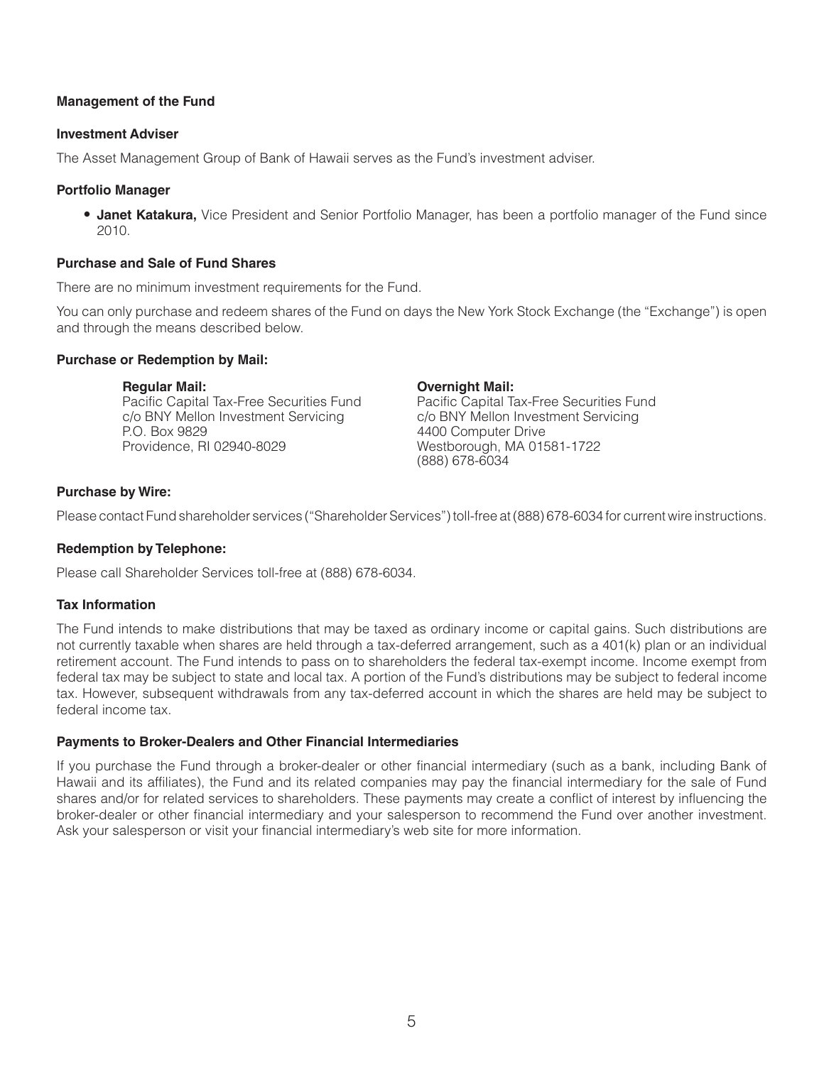## Management of the Fund

### Investment Adviser

The Asset Management Group of Bank of Hawaii serves as the Fund's investment adviser.

### Portfolio Manager

- **Janet Katakura,** Vice President and Senior Portfolio Manager, has been a portfolio manager of the Fund since 2010.

## Purchase and Sale of Fund Shares

There are no minimum investment requirements for the Fund.

You can only purchase and redeem shares of the Fund on days the New York Stock Exchange (the "Exchange") is open and through the means described below.

### Purchase or Redemption by Mail:

**Regular Mail:**
Pacific Capital Tax-Free Securities Fund
c/o BNY Mellon Investment Servicing
P.O. Box 9829
Providence, RI 02940-8029

**Overnight Mail:**
Pacific Capital Tax-Free Securities Fund
c/o BNY Mellon Investment Servicing
4400 Computer Drive
Westborough, MA 01581-1722
(888) 678-6034

### Purchase by Wire:

Please contact Fund shareholder services ("Shareholder Services") toll-free at (888) 678-6034 for current wire instructions.

### Redemption by Telephone:

Please call Shareholder Services toll-free at (888) 678-6034.

## Tax Information

The Fund intends to make distributions that may be taxed as ordinary income or capital gains. Such distributions are not currently taxable when shares are held through a tax-deferred arrangement, such as a 401(k) plan or an individual retirement account. The Fund intends to pass on to shareholders the federal tax-exempt income. Income exempt from federal tax may be subject to state and local tax. A portion of the Fund's distributions may be subject to federal income tax. However, subsequent withdrawals from any tax-deferred account in which the shares are held may be subject to federal income tax.

## Payments to Broker-Dealers and Other Financial Intermediaries

If you purchase the Fund through a broker-dealer or other financial intermediary (such as a bank, including Bank of Hawaii and its affiliates), the Fund and its related companies may pay the financial intermediary for the sale of Fund shares and/or for related services to shareholders. These payments may create a conflict of interest by influencing the broker-dealer or other financial intermediary and your salesperson to recommend the Fund over another investment. Ask your salesperson or visit your financial intermediary's web site for more information.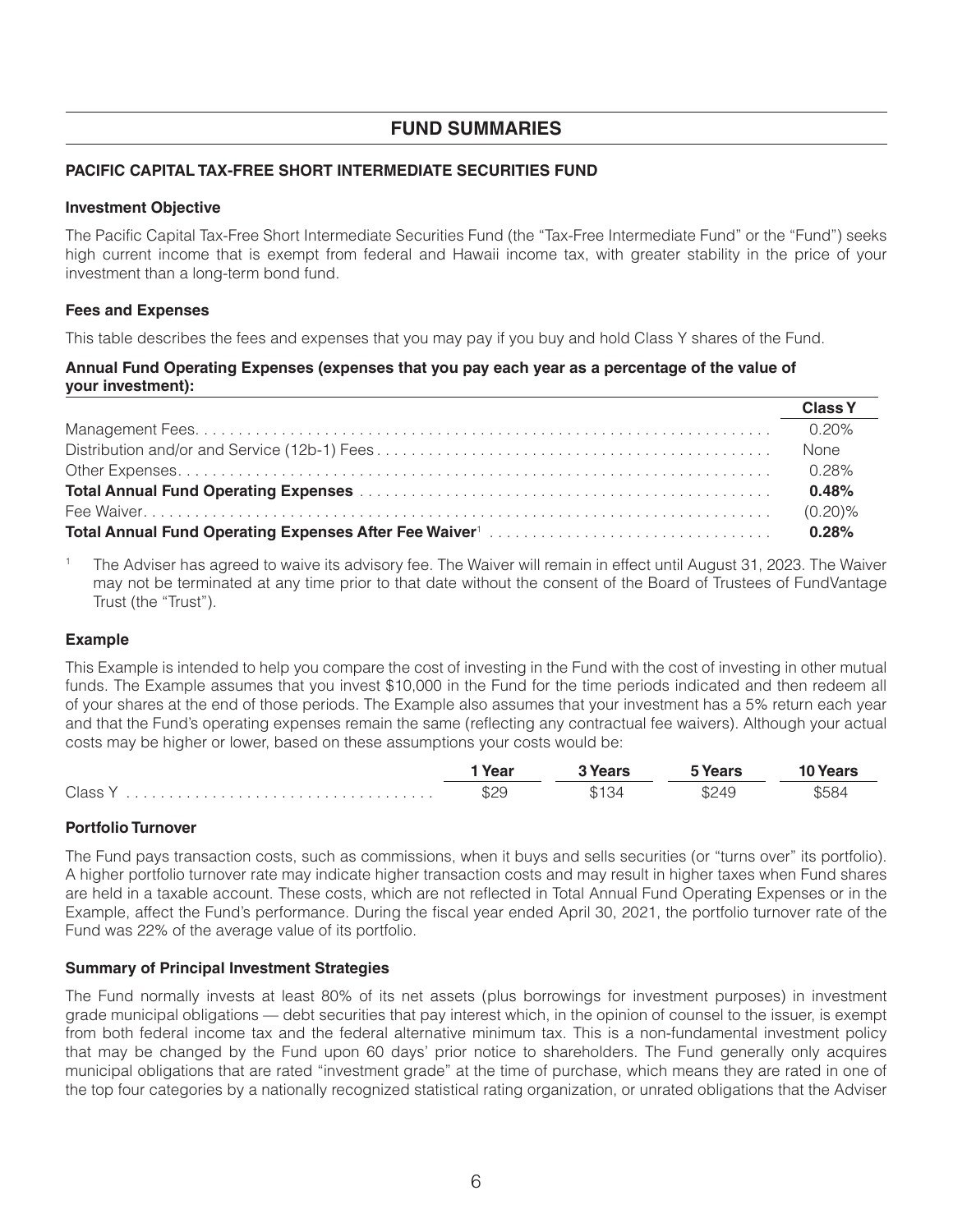## FUND SUMMARIES

### PACIFIC CAPITAL TAX-FREE SHORT INTERMEDIATE SECURITIES FUND

#### Investment Objective

The Pacific Capital Tax-Free Short Intermediate Securities Fund (the "Tax-Free Intermediate Fund" or the "Fund") seeks high current income that is exempt from federal and Hawaii income tax, with greater stability in the price of your investment than a long-term bond fund.

#### Fees and Expenses

This table describes the fees and expenses that you may pay if you buy and hold Class Y shares of the Fund.

**Annual Fund Operating Expenses (expenses that you pay each year as a percentage of the value of your investment):**

| | Class Y |
|---|---|
| Management Fees | 0.20% |
| Distribution and/or and Service (12b-1) Fees | None |
| Other Expenses | 0.28% |
| **Total Annual Fund Operating Expenses** | **0.48%** |
| Fee Waiver | (0.20)% |
| **Total Annual Fund Operating Expenses After Fee Waiver**[1] | **0.28%** |

[1] The Adviser has agreed to waive its advisory fee. The Waiver will remain in effect until August 31, 2023. The Waiver may not be terminated at any time prior to that date without the consent of the Board of Trustees of FundVantage Trust (the "Trust").

#### Example

This Example is intended to help you compare the cost of investing in the Fund with the cost of investing in other mutual funds. The Example assumes that you invest $10,000 in the Fund for the time periods indicated and then redeem all of your shares at the end of those periods. The Example also assumes that your investment has a 5% return each year and that the Fund's operating expenses remain the same (reflecting any contractual fee waivers). Although your actual costs may be higher or lower, based on these assumptions your costs would be:

| | 1 Year | 3 Years | 5 Years | 10 Years |
|---|---|---|---|---|
| Class Y | $29 | $134 | $249 | $584 |

#### Portfolio Turnover

The Fund pays transaction costs, such as commissions, when it buys and sells securities (or "turns over" its portfolio). A higher portfolio turnover rate may indicate higher transaction costs and may result in higher taxes when Fund shares are held in a taxable account. These costs, which are not reflected in Total Annual Fund Operating Expenses or in the Example, affect the Fund's performance. During the fiscal year ended April 30, 2021, the portfolio turnover rate of the Fund was 22% of the average value of its portfolio.

#### Summary of Principal Investment Strategies

The Fund normally invests at least 80% of its net assets (plus borrowings for investment purposes) in investment grade municipal obligations — debt securities that pay interest which, in the opinion of counsel to the issuer, is exempt from both federal income tax and the federal alternative minimum tax. This is a non-fundamental investment policy that may be changed by the Fund upon 60 days' prior notice to shareholders. The Fund generally only acquires municipal obligations that are rated "investment grade" at the time of purchase, which means they are rated in one of the top four categories by a nationally recognized statistical rating organization, or unrated obligations that the Adviser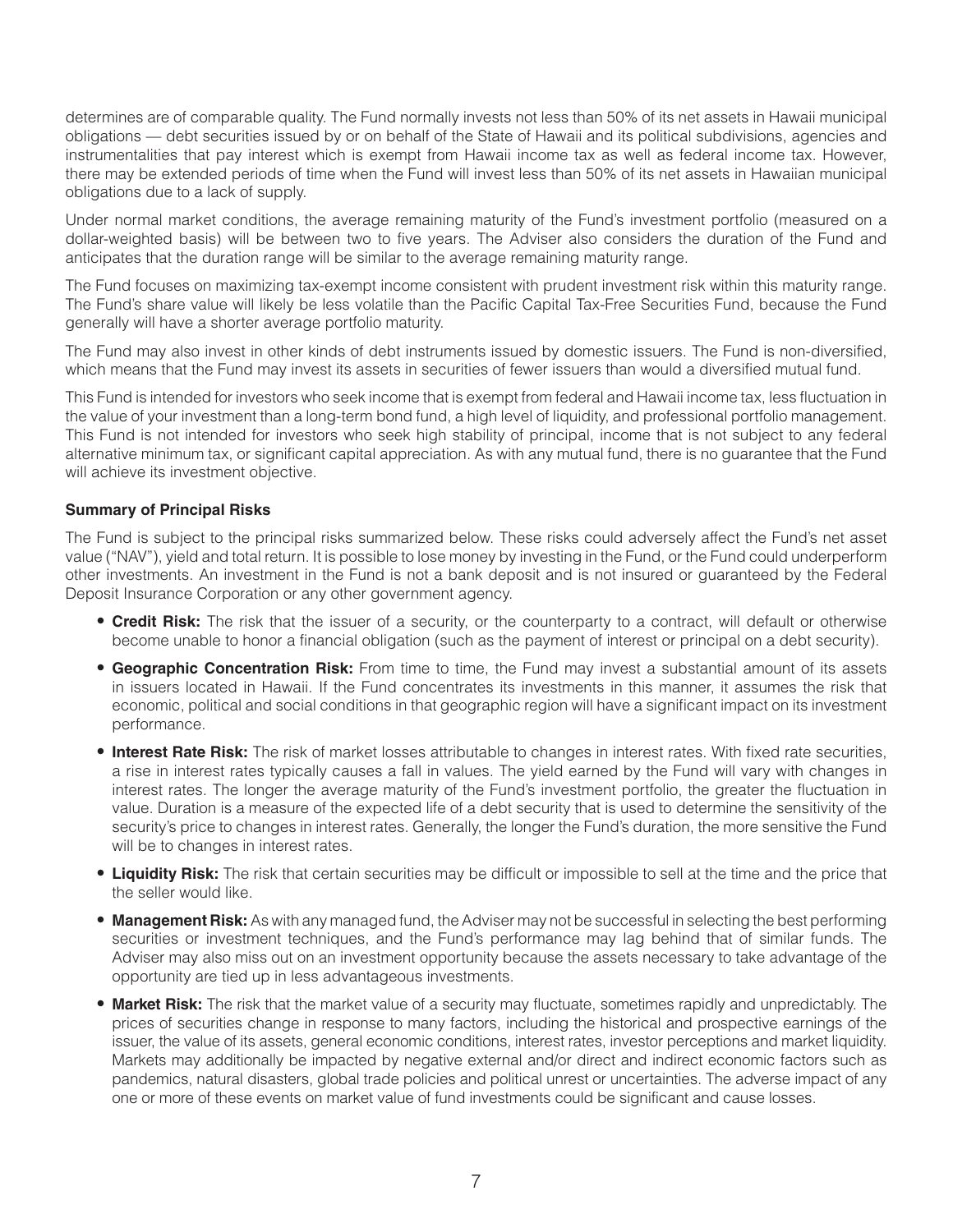determines are of comparable quality. The Fund normally invests not less than 50% of its net assets in Hawaii municipal obligations — debt securities issued by or on behalf of the State of Hawaii and its political subdivisions, agencies and instrumentalities that pay interest which is exempt from Hawaii income tax as well as federal income tax. However, there may be extended periods of time when the Fund will invest less than 50% of its net assets in Hawaiian municipal obligations due to a lack of supply.

Under normal market conditions, the average remaining maturity of the Fund's investment portfolio (measured on a dollar-weighted basis) will be between two to five years. The Adviser also considers the duration of the Fund and anticipates that the duration range will be similar to the average remaining maturity range.

The Fund focuses on maximizing tax-exempt income consistent with prudent investment risk within this maturity range. The Fund's share value will likely be less volatile than the Pacific Capital Tax-Free Securities Fund, because the Fund generally will have a shorter average portfolio maturity.

The Fund may also invest in other kinds of debt instruments issued by domestic issuers. The Fund is non-diversified, which means that the Fund may invest its assets in securities of fewer issuers than would a diversified mutual fund.

This Fund is intended for investors who seek income that is exempt from federal and Hawaii income tax, less fluctuation in the value of your investment than a long-term bond fund, a high level of liquidity, and professional portfolio management. This Fund is not intended for investors who seek high stability of principal, income that is not subject to any federal alternative minimum tax, or significant capital appreciation. As with any mutual fund, there is no guarantee that the Fund will achieve its investment objective.

**Summary of Principal Risks**

The Fund is subject to the principal risks summarized below. These risks could adversely affect the Fund's net asset value ("NAV"), yield and total return. It is possible to lose money by investing in the Fund, or the Fund could underperform other investments. An investment in the Fund is not a bank deposit and is not insured or guaranteed by the Federal Deposit Insurance Corporation or any other government agency.

- **Credit Risk:** The risk that the issuer of a security, or the counterparty to a contract, will default or otherwise become unable to honor a financial obligation (such as the payment of interest or principal on a debt security).
- **Geographic Concentration Risk:** From time to time, the Fund may invest a substantial amount of its assets in issuers located in Hawaii. If the Fund concentrates its investments in this manner, it assumes the risk that economic, political and social conditions in that geographic region will have a significant impact on its investment performance.
- **Interest Rate Risk:** The risk of market losses attributable to changes in interest rates. With fixed rate securities, a rise in interest rates typically causes a fall in values. The yield earned by the Fund will vary with changes in interest rates. The longer the average maturity of the Fund's investment portfolio, the greater the fluctuation in value. Duration is a measure of the expected life of a debt security that is used to determine the sensitivity of the security's price to changes in interest rates. Generally, the longer the Fund's duration, the more sensitive the Fund will be to changes in interest rates.
- **Liquidity Risk:** The risk that certain securities may be difficult or impossible to sell at the time and the price that the seller would like.
- **Management Risk:** As with any managed fund, the Adviser may not be successful in selecting the best performing securities or investment techniques, and the Fund's performance may lag behind that of similar funds. The Adviser may also miss out on an investment opportunity because the assets necessary to take advantage of the opportunity are tied up in less advantageous investments.
- **Market Risk:** The risk that the market value of a security may fluctuate, sometimes rapidly and unpredictably. The prices of securities change in response to many factors, including the historical and prospective earnings of the issuer, the value of its assets, general economic conditions, interest rates, investor perceptions and market liquidity. Markets may additionally be impacted by negative external and/or direct and indirect economic factors such as pandemics, natural disasters, global trade policies and political unrest or uncertainties. The adverse impact of any one or more of these events on market value of fund investments could be significant and cause losses.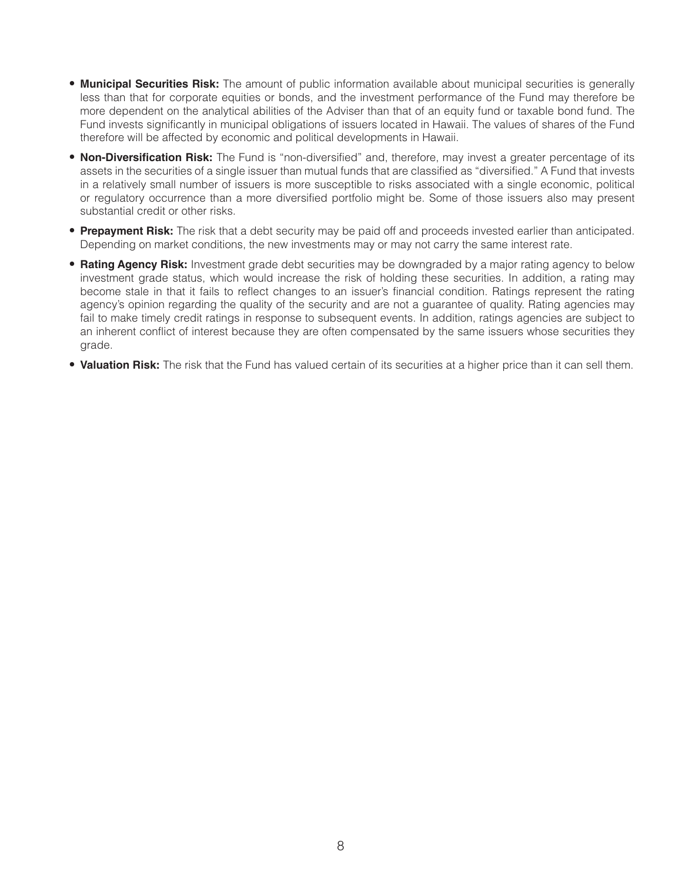- **Municipal Securities Risk:** The amount of public information available about municipal securities is generally less than that for corporate equities or bonds, and the investment performance of the Fund may therefore be more dependent on the analytical abilities of the Adviser than that of an equity fund or taxable bond fund. The Fund invests significantly in municipal obligations of issuers located in Hawaii. The values of shares of the Fund therefore will be affected by economic and political developments in Hawaii.
- **Non-Diversification Risk:** The Fund is "non-diversified" and, therefore, may invest a greater percentage of its assets in the securities of a single issuer than mutual funds that are classified as "diversified." A Fund that invests in a relatively small number of issuers is more susceptible to risks associated with a single economic, political or regulatory occurrence than a more diversified portfolio might be. Some of those issuers also may present substantial credit or other risks.
- **Prepayment Risk:** The risk that a debt security may be paid off and proceeds invested earlier than anticipated. Depending on market conditions, the new investments may or may not carry the same interest rate.
- **Rating Agency Risk:** Investment grade debt securities may be downgraded by a major rating agency to below investment grade status, which would increase the risk of holding these securities. In addition, a rating may become stale in that it fails to reflect changes to an issuer's financial condition. Ratings represent the rating agency's opinion regarding the quality of the security and are not a guarantee of quality. Rating agencies may fail to make timely credit ratings in response to subsequent events. In addition, ratings agencies are subject to an inherent conflict of interest because they are often compensated by the same issuers whose securities they grade.
- **Valuation Risk:** The risk that the Fund has valued certain of its securities at a higher price than it can sell them.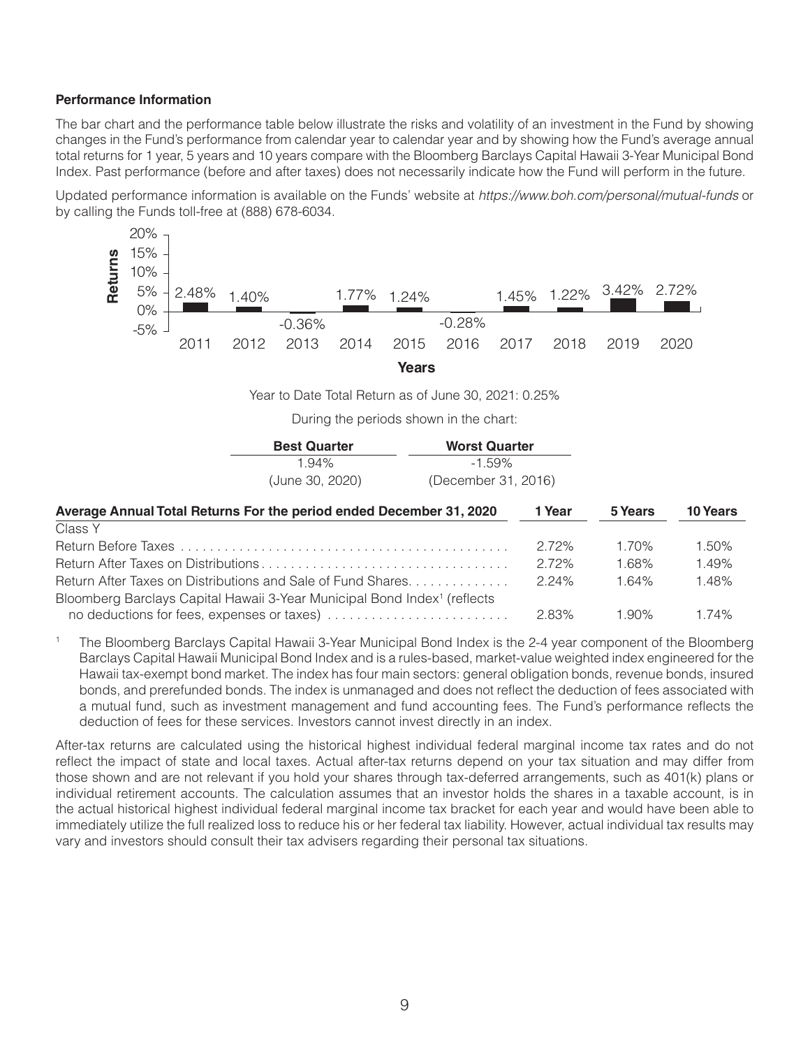**Performance Information**

The bar chart and the performance table below illustrate the risks and volatility of an investment in the Fund by showing changes in the Fund's performance from calendar year to calendar year and by showing how the Fund's average annual total returns for 1 year, 5 years and 10 years compare with the Bloomberg Barclays Capital Hawaii 3-Year Municipal Bond Index. Past performance (before and after taxes) does not necessarily indicate how the Fund will perform in the future.

Updated performance information is available on the Funds' website at *https://www.boh.com/personal/mutual-funds* or by calling the Funds toll-free at (888) 678-6034.

| Years | 2011 | 2012 | 2013 | 2014 | 2015 | 2016 | 2017 | 2018 | 2019 | 2020 |
|---|---|---|---|---|---|---|---|---|---|---|
| Returns | 2.48% | 1.40% | -0.36% | 1.77% | 1.24% | -0.28% | 1.45% | 1.22% | 3.42% | 2.72% |

Year to Date Total Return as of June 30, 2021: 0.25%

During the periods shown in the chart:

| Best Quarter | Worst Quarter |
|---|---|
| 1.94% | -1.59% |
| (June 30, 2020) | (December 31, 2016) |

| Average Annual Total Returns For the period ended December 31, 2020 | 1 Year | 5 Years | 10 Years |
|---|---|---|---|
| Class Y | | | |
| Return Before Taxes | 2.72% | 1.70% | 1.50% |
| Return After Taxes on Distributions | 2.72% | 1.68% | 1.49% |
| Return After Taxes on Distributions and Sale of Fund Shares | 2.24% | 1.64% | 1.48% |
| Bloomberg Barclays Capital Hawaii 3-Year Municipal Bond Index[1] (reflects no deductions for fees, expenses or taxes) | 2.83% | 1.90% | 1.74% |

[1] The Bloomberg Barclays Capital Hawaii 3-Year Municipal Bond Index is the 2-4 year component of the Bloomberg Barclays Capital Hawaii Municipal Bond Index and is a rules-based, market-value weighted index engineered for the Hawaii tax-exempt bond market. The index has four main sectors: general obligation bonds, revenue bonds, insured bonds, and prerefunded bonds. The index is unmanaged and does not reflect the deduction of fees associated with a mutual fund, such as investment management and fund accounting fees. The Fund's performance reflects the deduction of fees for these services. Investors cannot invest directly in an index.

After-tax returns are calculated using the historical highest individual federal marginal income tax rates and do not reflect the impact of state and local taxes. Actual after-tax returns depend on your tax situation and may differ from those shown and are not relevant if you hold your shares through tax-deferred arrangements, such as 401(k) plans or individual retirement accounts. The calculation assumes that an investor holds the shares in a taxable account, is in the actual historical highest individual federal marginal income tax bracket for each year and would have been able to immediately utilize the full realized loss to reduce his or her federal tax liability. However, actual individual tax results may vary and investors should consult their tax advisers regarding their personal tax situations.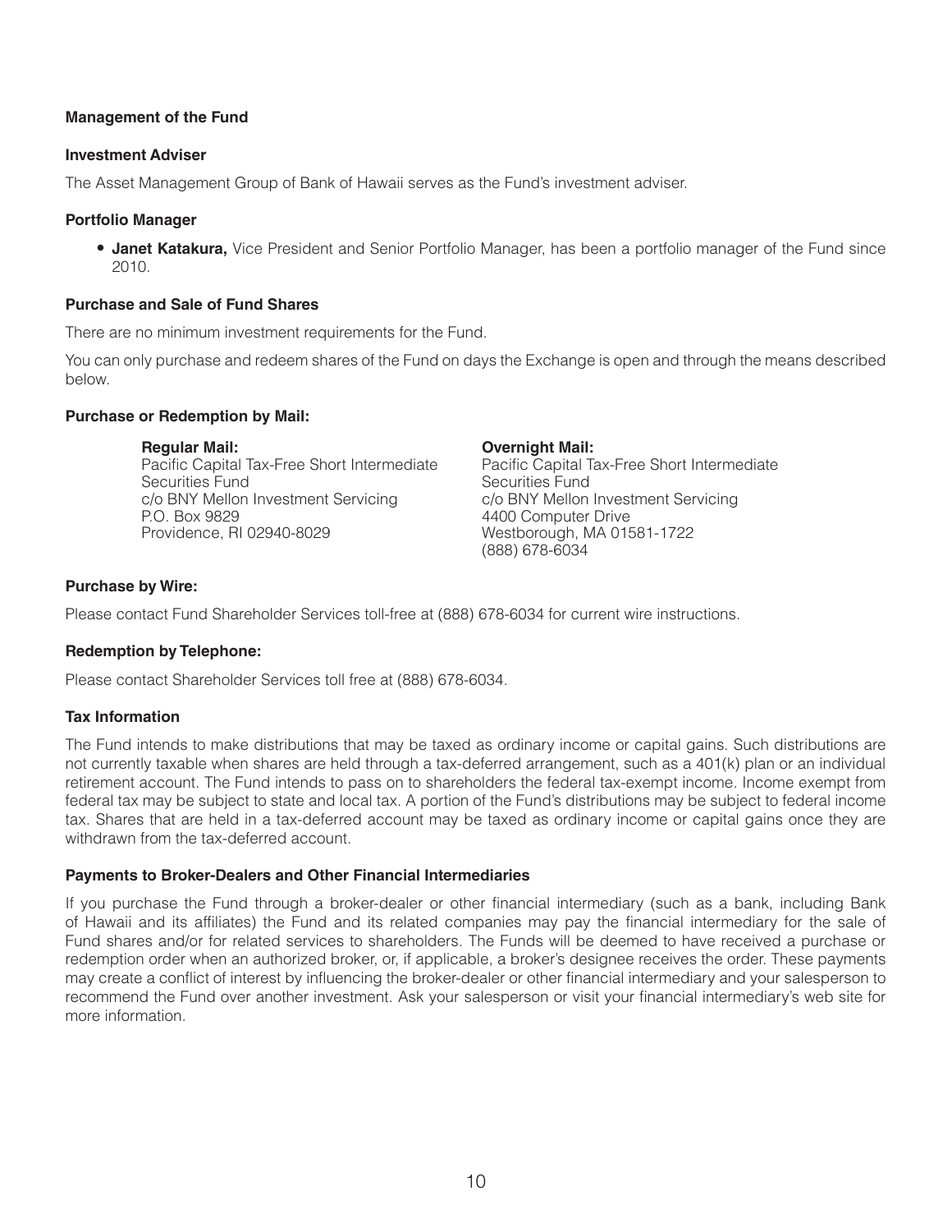## Management of the Fund

### Investment Adviser

The Asset Management Group of Bank of Hawaii serves as the Fund's investment adviser.

### Portfolio Manager

- **Janet Katakura,** Vice President and Senior Portfolio Manager, has been a portfolio manager of the Fund since 2010.

### Purchase and Sale of Fund Shares

There are no minimum investment requirements for the Fund.

You can only purchase and redeem shares of the Fund on days the Exchange is open and through the means described below.

**Purchase or Redemption by Mail:**

**Regular Mail:**
Pacific Capital Tax-Free Short Intermediate Securities Fund
c/o BNY Mellon Investment Servicing
P.O. Box 9829
Providence, RI 02940-8029

**Overnight Mail:**
Pacific Capital Tax-Free Short Intermediate Securities Fund
c/o BNY Mellon Investment Servicing
4400 Computer Drive
Westborough, MA 01581-1722
(888) 678-6034

**Purchase by Wire:**

Please contact Fund Shareholder Services toll-free at (888) 678-6034 for current wire instructions.

**Redemption by Telephone:**

Please contact Shareholder Services toll free at (888) 678-6034.

### Tax Information

The Fund intends to make distributions that may be taxed as ordinary income or capital gains. Such distributions are not currently taxable when shares are held through a tax-deferred arrangement, such as a 401(k) plan or an individual retirement account. The Fund intends to pass on to shareholders the federal tax-exempt income. Income exempt from federal tax may be subject to state and local tax. A portion of the Fund's distributions may be subject to federal income tax. Shares that are held in a tax-deferred account may be taxed as ordinary income or capital gains once they are withdrawn from the tax-deferred account.

### Payments to Broker-Dealers and Other Financial Intermediaries

If you purchase the Fund through a broker-dealer or other financial intermediary (such as a bank, including Bank of Hawaii and its affiliates) the Fund and its related companies may pay the financial intermediary for the sale of Fund shares and/or for related services to shareholders. The Funds will be deemed to have received a purchase or redemption order when an authorized broker, or, if applicable, a broker's designee receives the order. These payments may create a conflict of interest by influencing the broker-dealer or other financial intermediary and your salesperson to recommend the Fund over another investment. Ask your salesperson or visit your financial intermediary's web site for more information.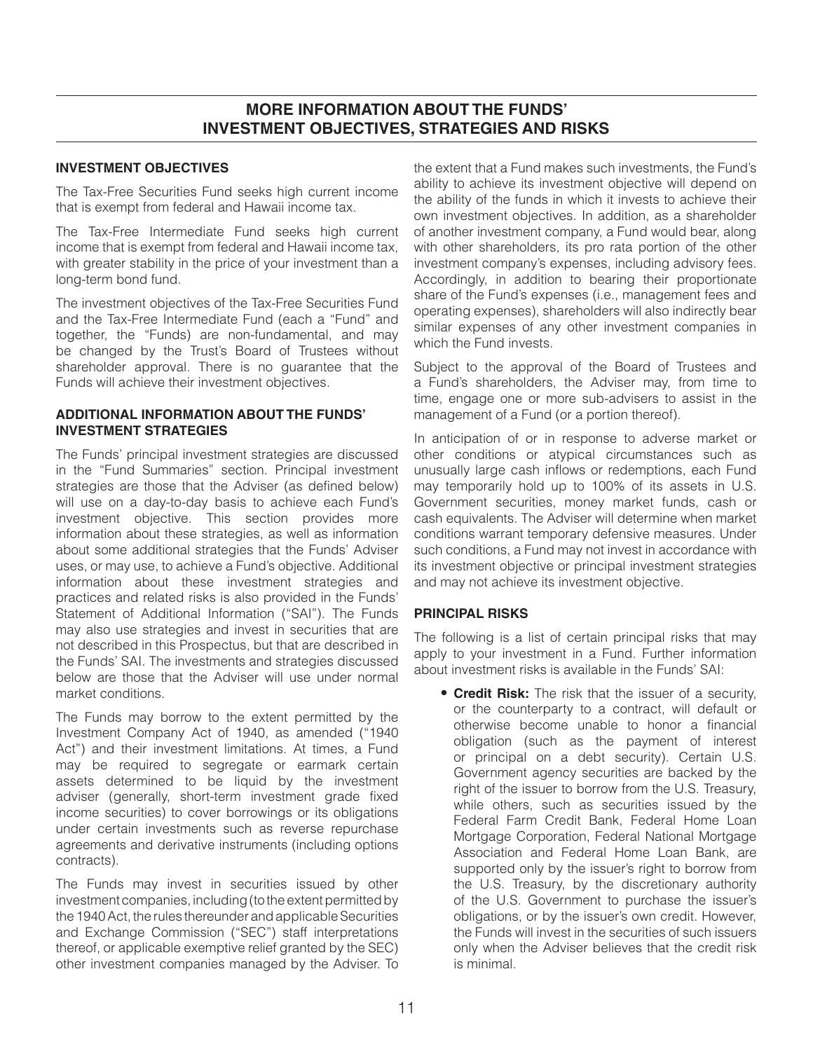# MORE INFORMATION ABOUT THE FUNDS' INVESTMENT OBJECTIVES, STRATEGIES AND RISKS

## INVESTMENT OBJECTIVES

The Tax-Free Securities Fund seeks high current income that is exempt from federal and Hawaii income tax.

The Tax-Free Intermediate Fund seeks high current income that is exempt from federal and Hawaii income tax, with greater stability in the price of your investment than a long-term bond fund.

The investment objectives of the Tax-Free Securities Fund and the Tax-Free Intermediate Fund (each a "Fund" and together, the "Funds) are non-fundamental, and may be changed by the Trust's Board of Trustees without shareholder approval. There is no guarantee that the Funds will achieve their investment objectives.

## ADDITIONAL INFORMATION ABOUT THE FUNDS' INVESTMENT STRATEGIES

The Funds' principal investment strategies are discussed in the "Fund Summaries" section. Principal investment strategies are those that the Adviser (as defined below) will use on a day-to-day basis to achieve each Fund's investment objective. This section provides more information about these strategies, as well as information about some additional strategies that the Funds' Adviser uses, or may use, to achieve a Fund's objective. Additional information about these investment strategies and practices and related risks is also provided in the Funds' Statement of Additional Information ("SAI"). The Funds may also use strategies and invest in securities that are not described in this Prospectus, but that are described in the Funds' SAI. The investments and strategies discussed below are those that the Adviser will use under normal market conditions.

The Funds may borrow to the extent permitted by the Investment Company Act of 1940, as amended ("1940 Act") and their investment limitations. At times, a Fund may be required to segregate or earmark certain assets determined to be liquid by the investment adviser (generally, short-term investment grade fixed income securities) to cover borrowings or its obligations under certain investments such as reverse repurchase agreements and derivative instruments (including options contracts).

The Funds may invest in securities issued by other investment companies, including (to the extent permitted by the 1940 Act, the rules thereunder and applicable Securities and Exchange Commission ("SEC") staff interpretations thereof, or applicable exemptive relief granted by the SEC) other investment companies managed by the Adviser. To the extent that a Fund makes such investments, the Fund's ability to achieve its investment objective will depend on the ability of the funds in which it invests to achieve their own investment objectives. In addition, as a shareholder of another investment company, a Fund would bear, along with other shareholders, its pro rata portion of the other investment company's expenses, including advisory fees. Accordingly, in addition to bearing their proportionate share of the Fund's expenses (i.e., management fees and operating expenses), shareholders will also indirectly bear similar expenses of any other investment companies in which the Fund invests.

Subject to the approval of the Board of Trustees and a Fund's shareholders, the Adviser may, from time to time, engage one or more sub-advisers to assist in the management of a Fund (or a portion thereof).

In anticipation of or in response to adverse market or other conditions or atypical circumstances such as unusually large cash inflows or redemptions, each Fund may temporarily hold up to 100% of its assets in U.S. Government securities, money market funds, cash or cash equivalents. The Adviser will determine when market conditions warrant temporary defensive measures. Under such conditions, a Fund may not invest in accordance with its investment objective or principal investment strategies and may not achieve its investment objective.

## PRINCIPAL RISKS

The following is a list of certain principal risks that may apply to your investment in a Fund. Further information about investment risks is available in the Funds' SAI:

- **Credit Risk:** The risk that the issuer of a security, or the counterparty to a contract, will default or otherwise become unable to honor a financial obligation (such as the payment of interest or principal on a debt security). Certain U.S. Government agency securities are backed by the right of the issuer to borrow from the U.S. Treasury, while others, such as securities issued by the Federal Farm Credit Bank, Federal Home Loan Mortgage Corporation, Federal National Mortgage Association and Federal Home Loan Bank, are supported only by the issuer's right to borrow from the U.S. Treasury, by the discretionary authority of the U.S. Government to purchase the issuer's obligations, or by the issuer's own credit. However, the Funds will invest in the securities of such issuers only when the Adviser believes that the credit risk is minimal.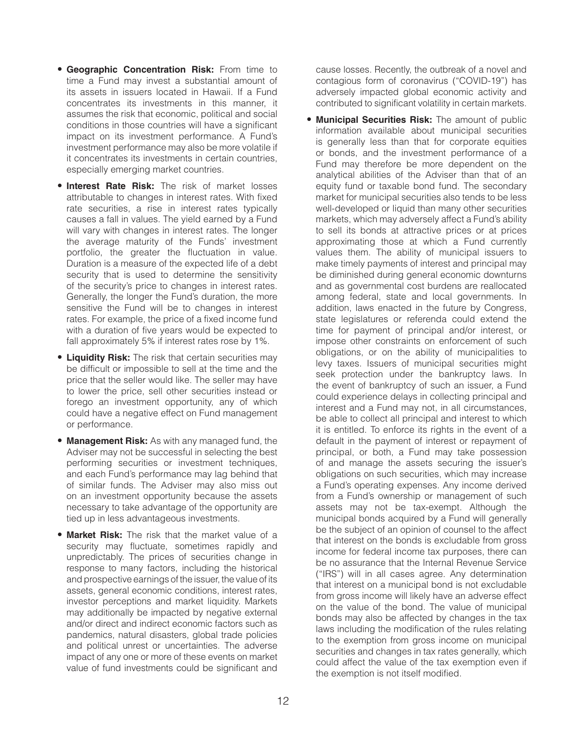- **Geographic Concentration Risk:** From time to time a Fund may invest a substantial amount of its assets in issuers located in Hawaii. If a Fund concentrates its investments in this manner, it assumes the risk that economic, political and social conditions in those countries will have a significant impact on its investment performance. A Fund's investment performance may also be more volatile if it concentrates its investments in certain countries, especially emerging market countries.

- **Interest Rate Risk:** The risk of market losses attributable to changes in interest rates. With fixed rate securities, a rise in interest rates typically causes a fall in values. The yield earned by a Fund will vary with changes in interest rates. The longer the average maturity of the Funds' investment portfolio, the greater the fluctuation in value. Duration is a measure of the expected life of a debt security that is used to determine the sensitivity of the security's price to changes in interest rates. Generally, the longer the Fund's duration, the more sensitive the Fund will be to changes in interest rates. For example, the price of a fixed income fund with a duration of five years would be expected to fall approximately 5% if interest rates rose by 1%.

- **Liquidity Risk:** The risk that certain securities may be difficult or impossible to sell at the time and the price that the seller would like. The seller may have to lower the price, sell other securities instead or forego an investment opportunity, any of which could have a negative effect on Fund management or performance.

- **Management Risk:** As with any managed fund, the Adviser may not be successful in selecting the best performing securities or investment techniques, and each Fund's performance may lag behind that of similar funds. The Adviser may also miss out on an investment opportunity because the assets necessary to take advantage of the opportunity are tied up in less advantageous investments.

- **Market Risk:** The risk that the market value of a security may fluctuate, sometimes rapidly and unpredictably. The prices of securities change in response to many factors, including the historical and prospective earnings of the issuer, the value of its assets, general economic conditions, interest rates, investor perceptions and market liquidity. Markets may additionally be impacted by negative external and/or direct and indirect economic factors such as pandemics, natural disasters, global trade policies and political unrest or uncertainties. The adverse impact of any one or more of these events on market value of fund investments could be significant and cause losses. Recently, the outbreak of a novel and contagious form of coronavirus ("COVID-19") has adversely impacted global economic activity and contributed to significant volatility in certain markets.

- **Municipal Securities Risk:** The amount of public information available about municipal securities is generally less than that for corporate equities or bonds, and the investment performance of a Fund may therefore be more dependent on the analytical abilities of the Adviser than that of an equity fund or taxable bond fund. The secondary market for municipal securities also tends to be less well-developed or liquid than many other securities markets, which may adversely affect a Fund's ability to sell its bonds at attractive prices or at prices approximating those at which a Fund currently values them. The ability of municipal issuers to make timely payments of interest and principal may be diminished during general economic downturns and as governmental cost burdens are reallocated among federal, state and local governments. In addition, laws enacted in the future by Congress, state legislatures or referenda could extend the time for payment of principal and/or interest, or impose other constraints on enforcement of such obligations, or on the ability of municipalities to levy taxes. Issuers of municipal securities might seek protection under the bankruptcy laws. In the event of bankruptcy of such an issuer, a Fund could experience delays in collecting principal and interest and a Fund may not, in all circumstances, be able to collect all principal and interest to which it is entitled. To enforce its rights in the event of a default in the payment of interest or repayment of principal, or both, a Fund may take possession of and manage the assets securing the issuer's obligations on such securities, which may increase a Fund's operating expenses. Any income derived from a Fund's ownership or management of such assets may not be tax-exempt. Although the municipal bonds acquired by a Fund will generally be the subject of an opinion of counsel to the affect that interest on the bonds is excludable from gross income for federal income tax purposes, there can be no assurance that the Internal Revenue Service ("IRS") will in all cases agree. Any determination that interest on a municipal bond is not excludable from gross income will likely have an adverse effect on the value of the bond. The value of municipal bonds may also be affected by changes in the tax laws including the modification of the rules relating to the exemption from gross income on municipal securities and changes in tax rates generally, which could affect the value of the tax exemption even if the exemption is not itself modified.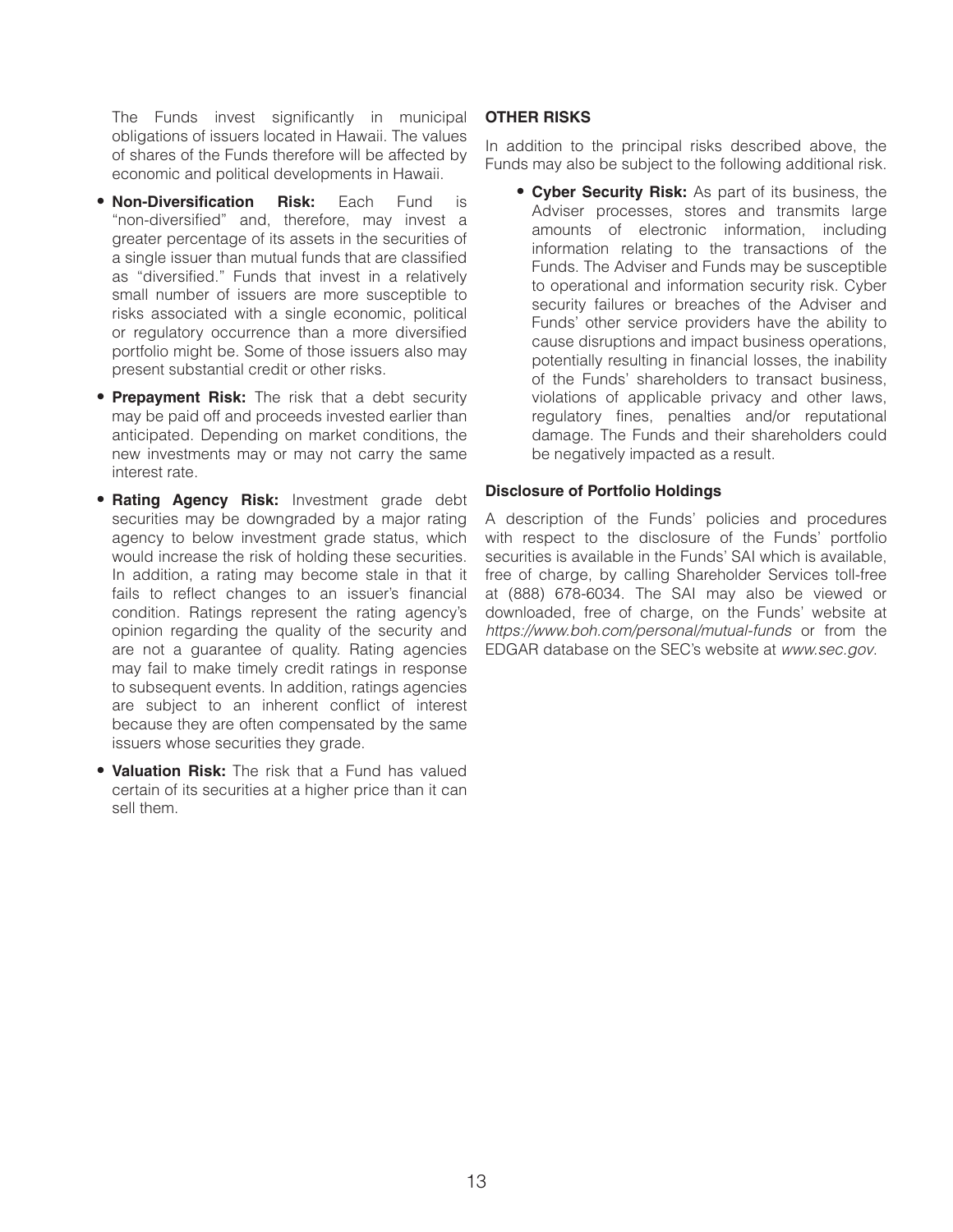The Funds invest significantly in municipal obligations of issuers located in Hawaii. The values of shares of the Funds therefore will be affected by economic and political developments in Hawaii.

- **Non-Diversification Risk:** Each Fund is "non-diversified" and, therefore, may invest a greater percentage of its assets in the securities of a single issuer than mutual funds that are classified as "diversified." Funds that invest in a relatively small number of issuers are more susceptible to risks associated with a single economic, political or regulatory occurrence than a more diversified portfolio might be. Some of those issuers also may present substantial credit or other risks.
- **Prepayment Risk:** The risk that a debt security may be paid off and proceeds invested earlier than anticipated. Depending on market conditions, the new investments may or may not carry the same interest rate.
- **Rating Agency Risk:** Investment grade debt securities may be downgraded by a major rating agency to below investment grade status, which would increase the risk of holding these securities. In addition, a rating may become stale in that it fails to reflect changes to an issuer's financial condition. Ratings represent the rating agency's opinion regarding the quality of the security and are not a guarantee of quality. Rating agencies may fail to make timely credit ratings in response to subsequent events. In addition, ratings agencies are subject to an inherent conflict of interest because they are often compensated by the same issuers whose securities they grade.
- **Valuation Risk:** The risk that a Fund has valued certain of its securities at a higher price than it can sell them.

**OTHER RISKS**

In addition to the principal risks described above, the Funds may also be subject to the following additional risk.

- **Cyber Security Risk:** As part of its business, the Adviser processes, stores and transmits large amounts of electronic information, including information relating to the transactions of the Funds. The Adviser and Funds may be susceptible to operational and information security risk. Cyber security failures or breaches of the Adviser and Funds' other service providers have the ability to cause disruptions and impact business operations, potentially resulting in financial losses, the inability of the Funds' shareholders to transact business, violations of applicable privacy and other laws, regulatory fines, penalties and/or reputational damage. The Funds and their shareholders could be negatively impacted as a result.

**Disclosure of Portfolio Holdings**

A description of the Funds' policies and procedures with respect to the disclosure of the Funds' portfolio securities is available in the Funds' SAI which is available, free of charge, by calling Shareholder Services toll-free at (888) 678-6034. The SAI may also be viewed or downloaded, free of charge, on the Funds' website at *https://www.boh.com/personal/mutual-funds* or from the EDGAR database on the SEC's website at *www.sec.gov*.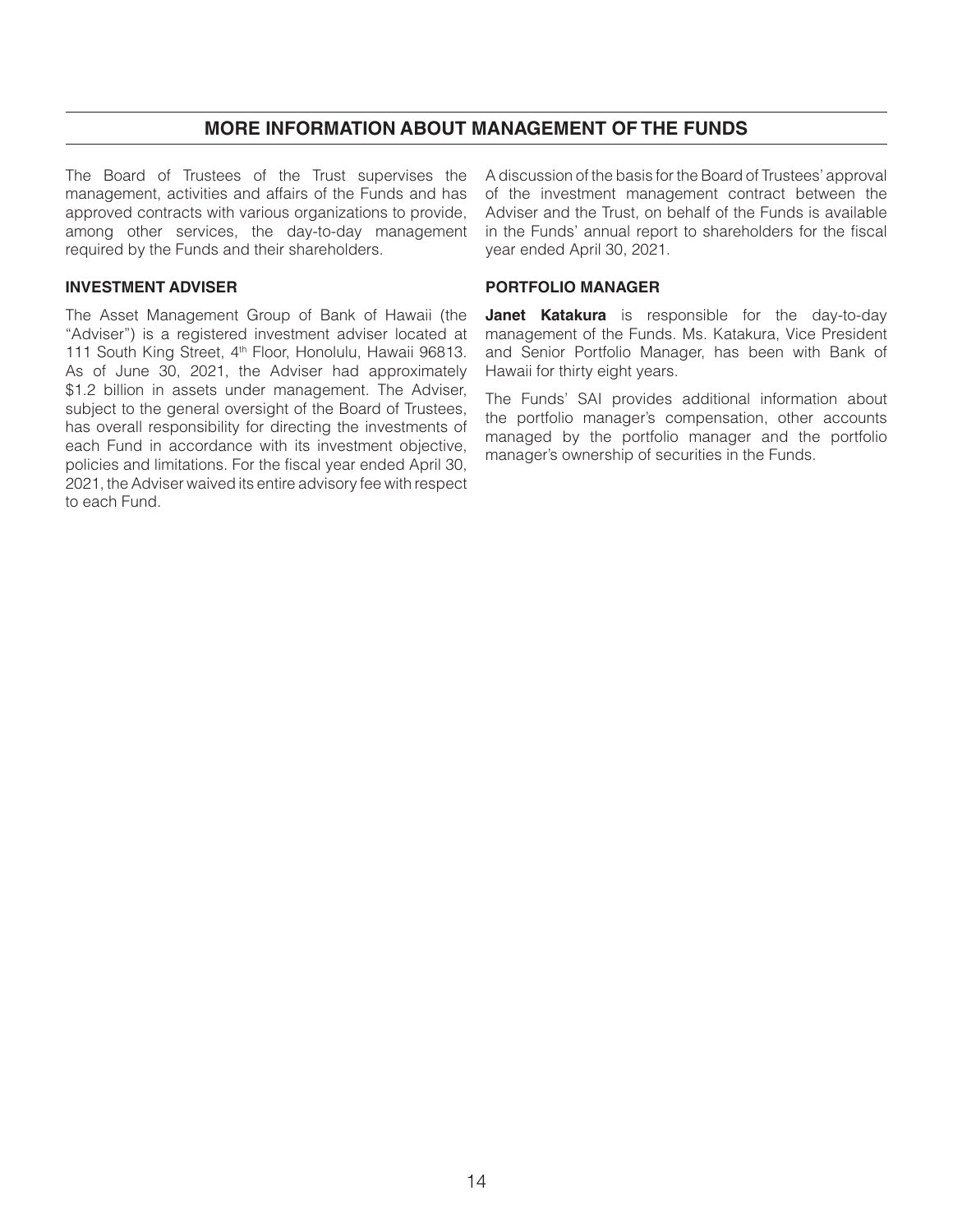## MORE INFORMATION ABOUT MANAGEMENT OF THE FUNDS

The Board of Trustees of the Trust supervises the management, activities and affairs of the Funds and has approved contracts with various organizations to provide, among other services, the day-to-day management required by the Funds and their shareholders.

### INVESTMENT ADVISER

The Asset Management Group of Bank of Hawaii (the "Adviser") is a registered investment adviser located at 111 South King Street, 4th Floor, Honolulu, Hawaii 96813. As of June 30, 2021, the Adviser had approximately $1.2 billion in assets under management. The Adviser, subject to the general oversight of the Board of Trustees, has overall responsibility for directing the investments of each Fund in accordance with its investment objective, policies and limitations. For the fiscal year ended April 30, 2021, the Adviser waived its entire advisory fee with respect to each Fund.

A discussion of the basis for the Board of Trustees' approval of the investment management contract between the Adviser and the Trust, on behalf of the Funds is available in the Funds' annual report to shareholders for the fiscal year ended April 30, 2021.

### PORTFOLIO MANAGER

**Janet Katakura** is responsible for the day-to-day management of the Funds. Ms. Katakura, Vice President and Senior Portfolio Manager, has been with Bank of Hawaii for thirty eight years.

The Funds' SAI provides additional information about the portfolio manager's compensation, other accounts managed by the portfolio manager and the portfolio manager's ownership of securities in the Funds.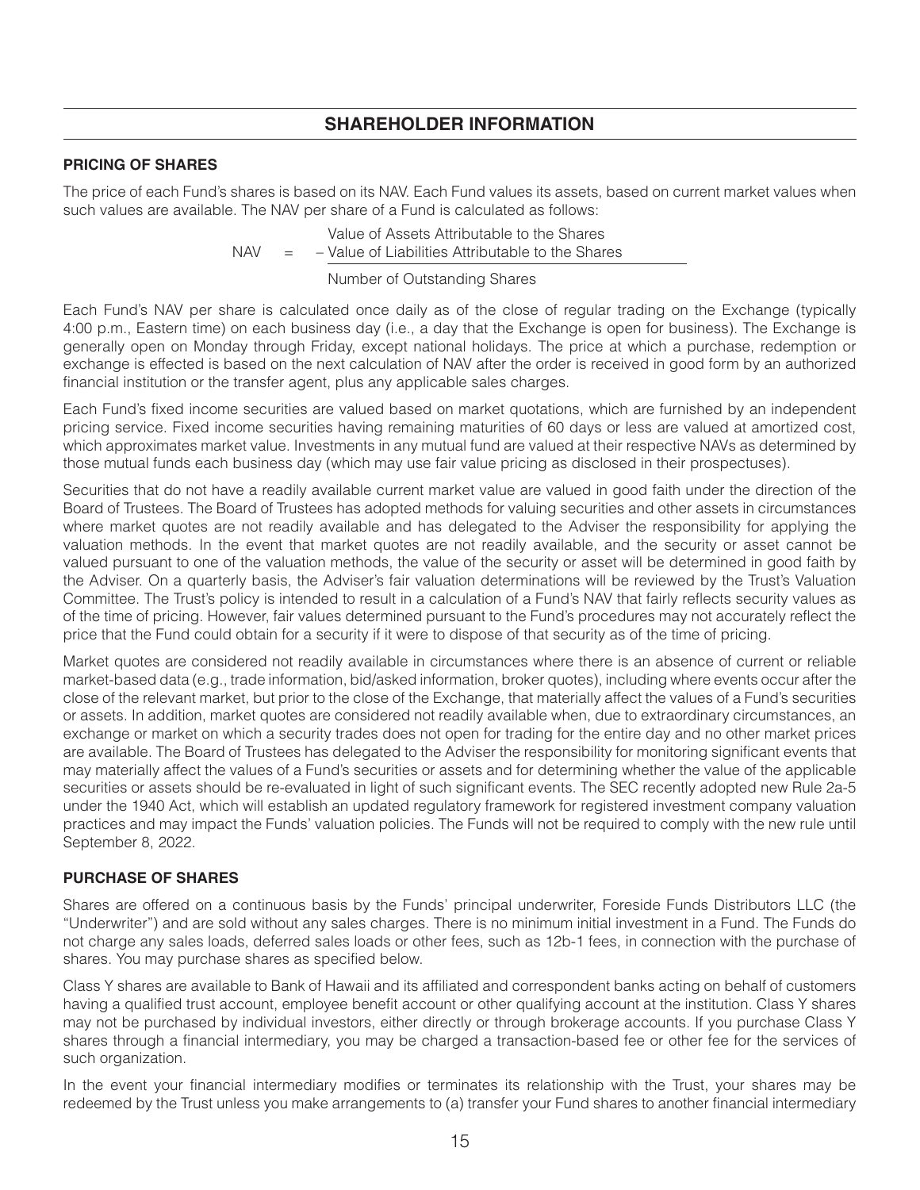## SHAREHOLDER INFORMATION

### PRICING OF SHARES

The price of each Fund's shares is based on its NAV. Each Fund values its assets, based on current market values when such values are available. The NAV per share of a Fund is calculated as follows:

$$\text{NAV} = \frac{\text{Value of Assets Attributable to the Shares} - \text{Value of Liabilities Attributable to the Shares}}{\text{Number of Outstanding Shares}}$$

Each Fund's NAV per share is calculated once daily as of the close of regular trading on the Exchange (typically 4:00 p.m., Eastern time) on each business day (i.e., a day that the Exchange is open for business). The Exchange is generally open on Monday through Friday, except national holidays. The price at which a purchase, redemption or exchange is effected is based on the next calculation of NAV after the order is received in good form by an authorized financial institution or the transfer agent, plus any applicable sales charges.

Each Fund's fixed income securities are valued based on market quotations, which are furnished by an independent pricing service. Fixed income securities having remaining maturities of 60 days or less are valued at amortized cost, which approximates market value. Investments in any mutual fund are valued at their respective NAVs as determined by those mutual funds each business day (which may use fair value pricing as disclosed in their prospectuses).

Securities that do not have a readily available current market value are valued in good faith under the direction of the Board of Trustees. The Board of Trustees has adopted methods for valuing securities and other assets in circumstances where market quotes are not readily available and has delegated to the Adviser the responsibility for applying the valuation methods. In the event that market quotes are not readily available, and the security or asset cannot be valued pursuant to one of the valuation methods, the value of the security or asset will be determined in good faith by the Adviser. On a quarterly basis, the Adviser's fair valuation determinations will be reviewed by the Trust's Valuation Committee. The Trust's policy is intended to result in a calculation of a Fund's NAV that fairly reflects security values as of the time of pricing. However, fair values determined pursuant to the Fund's procedures may not accurately reflect the price that the Fund could obtain for a security if it were to dispose of that security as of the time of pricing.

Market quotes are considered not readily available in circumstances where there is an absence of current or reliable market-based data (e.g., trade information, bid/asked information, broker quotes), including where events occur after the close of the relevant market, but prior to the close of the Exchange, that materially affect the values of a Fund's securities or assets. In addition, market quotes are considered not readily available when, due to extraordinary circumstances, an exchange or market on which a security trades does not open for trading for the entire day and no other market prices are available. The Board of Trustees has delegated to the Adviser the responsibility for monitoring significant events that may materially affect the values of a Fund's securities or assets and for determining whether the value of the applicable securities or assets should be re-evaluated in light of such significant events. The SEC recently adopted new Rule 2a-5 under the 1940 Act, which will establish an updated regulatory framework for registered investment company valuation practices and may impact the Funds' valuation policies. The Funds will not be required to comply with the new rule until September 8, 2022.

### PURCHASE OF SHARES

Shares are offered on a continuous basis by the Funds' principal underwriter, Foreside Funds Distributors LLC (the "Underwriter") and are sold without any sales charges. There is no minimum initial investment in a Fund. The Funds do not charge any sales loads, deferred sales loads or other fees, such as 12b-1 fees, in connection with the purchase of shares. You may purchase shares as specified below.

Class Y shares are available to Bank of Hawaii and its affiliated and correspondent banks acting on behalf of customers having a qualified trust account, employee benefit account or other qualifying account at the institution. Class Y shares may not be purchased by individual investors, either directly or through brokerage accounts. If you purchase Class Y shares through a financial intermediary, you may be charged a transaction-based fee or other fee for the services of such organization.

In the event your financial intermediary modifies or terminates its relationship with the Trust, your shares may be redeemed by the Trust unless you make arrangements to (a) transfer your Fund shares to another financial intermediary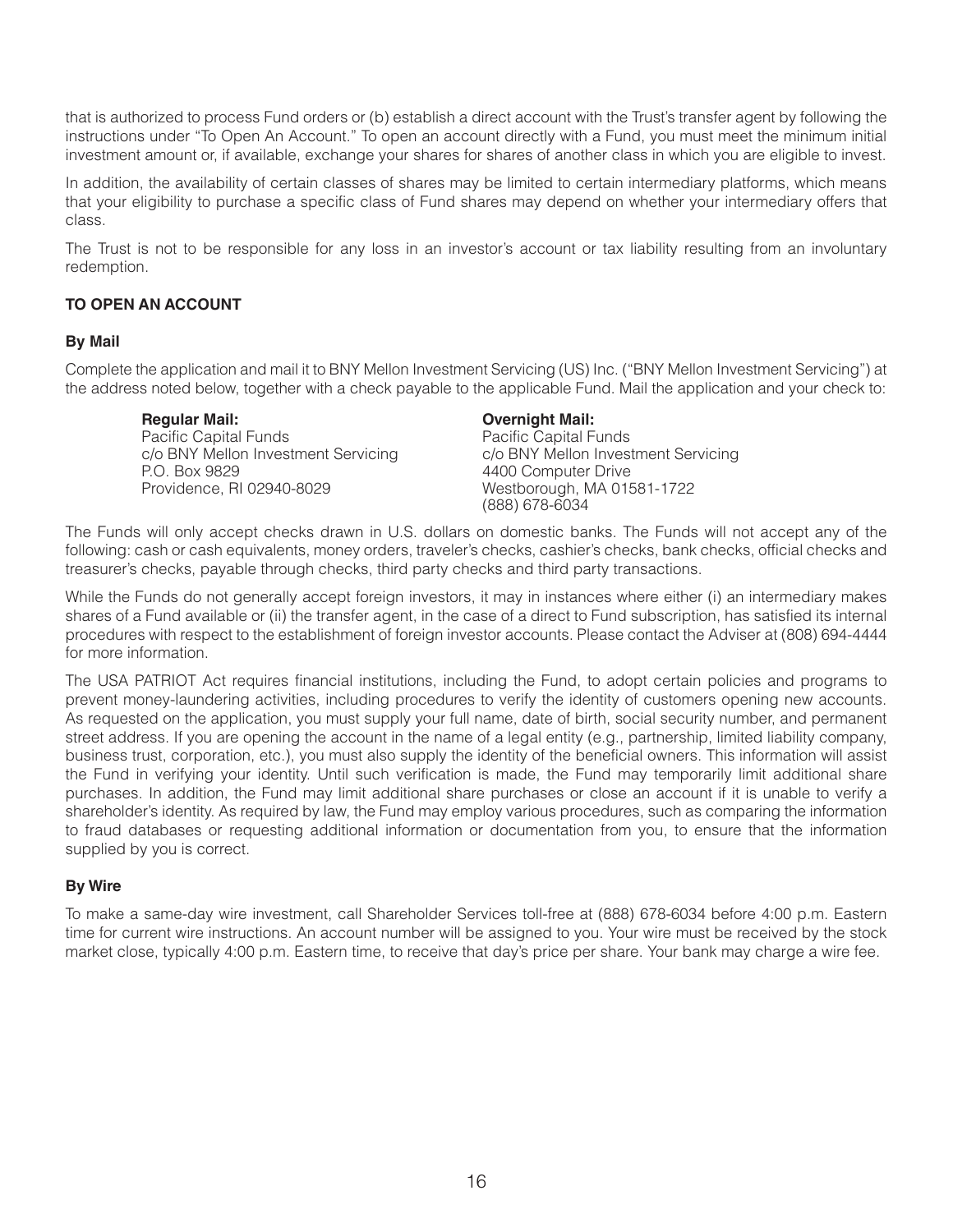that is authorized to process Fund orders or (b) establish a direct account with the Trust's transfer agent by following the instructions under "To Open An Account." To open an account directly with a Fund, you must meet the minimum initial investment amount or, if available, exchange your shares for shares of another class in which you are eligible to invest.

In addition, the availability of certain classes of shares may be limited to certain intermediary platforms, which means that your eligibility to purchase a specific class of Fund shares may depend on whether your intermediary offers that class.

The Trust is not to be responsible for any loss in an investor's account or tax liability resulting from an involuntary redemption.

**TO OPEN AN ACCOUNT**

**By Mail**

Complete the application and mail it to BNY Mellon Investment Servicing (US) Inc. ("BNY Mellon Investment Servicing") at the address noted below, together with a check payable to the applicable Fund. Mail the application and your check to:

**Regular Mail:**
Pacific Capital Funds
c/o BNY Mellon Investment Servicing
P.O. Box 9829
Providence, RI 02940-8029

**Overnight Mail:**
Pacific Capital Funds
c/o BNY Mellon Investment Servicing
4400 Computer Drive
Westborough, MA 01581-1722
(888) 678-6034

The Funds will only accept checks drawn in U.S. dollars on domestic banks. The Funds will not accept any of the following: cash or cash equivalents, money orders, traveler's checks, cashier's checks, bank checks, official checks and treasurer's checks, payable through checks, third party checks and third party transactions.

While the Funds do not generally accept foreign investors, it may in instances where either (i) an intermediary makes shares of a Fund available or (ii) the transfer agent, in the case of a direct to Fund subscription, has satisfied its internal procedures with respect to the establishment of foreign investor accounts. Please contact the Adviser at (808) 694-4444 for more information.

The USA PATRIOT Act requires financial institutions, including the Fund, to adopt certain policies and programs to prevent money-laundering activities, including procedures to verify the identity of customers opening new accounts. As requested on the application, you must supply your full name, date of birth, social security number, and permanent street address. If you are opening the account in the name of a legal entity (e.g., partnership, limited liability company, business trust, corporation, etc.), you must also supply the identity of the beneficial owners. This information will assist the Fund in verifying your identity. Until such verification is made, the Fund may temporarily limit additional share purchases. In addition, the Fund may limit additional share purchases or close an account if it is unable to verify a shareholder's identity. As required by law, the Fund may employ various procedures, such as comparing the information to fraud databases or requesting additional information or documentation from you, to ensure that the information supplied by you is correct.

**By Wire**

To make a same-day wire investment, call Shareholder Services toll-free at (888) 678-6034 before 4:00 p.m. Eastern time for current wire instructions. An account number will be assigned to you. Your wire must be received by the stock market close, typically 4:00 p.m. Eastern time, to receive that day's price per share. Your bank may charge a wire fee.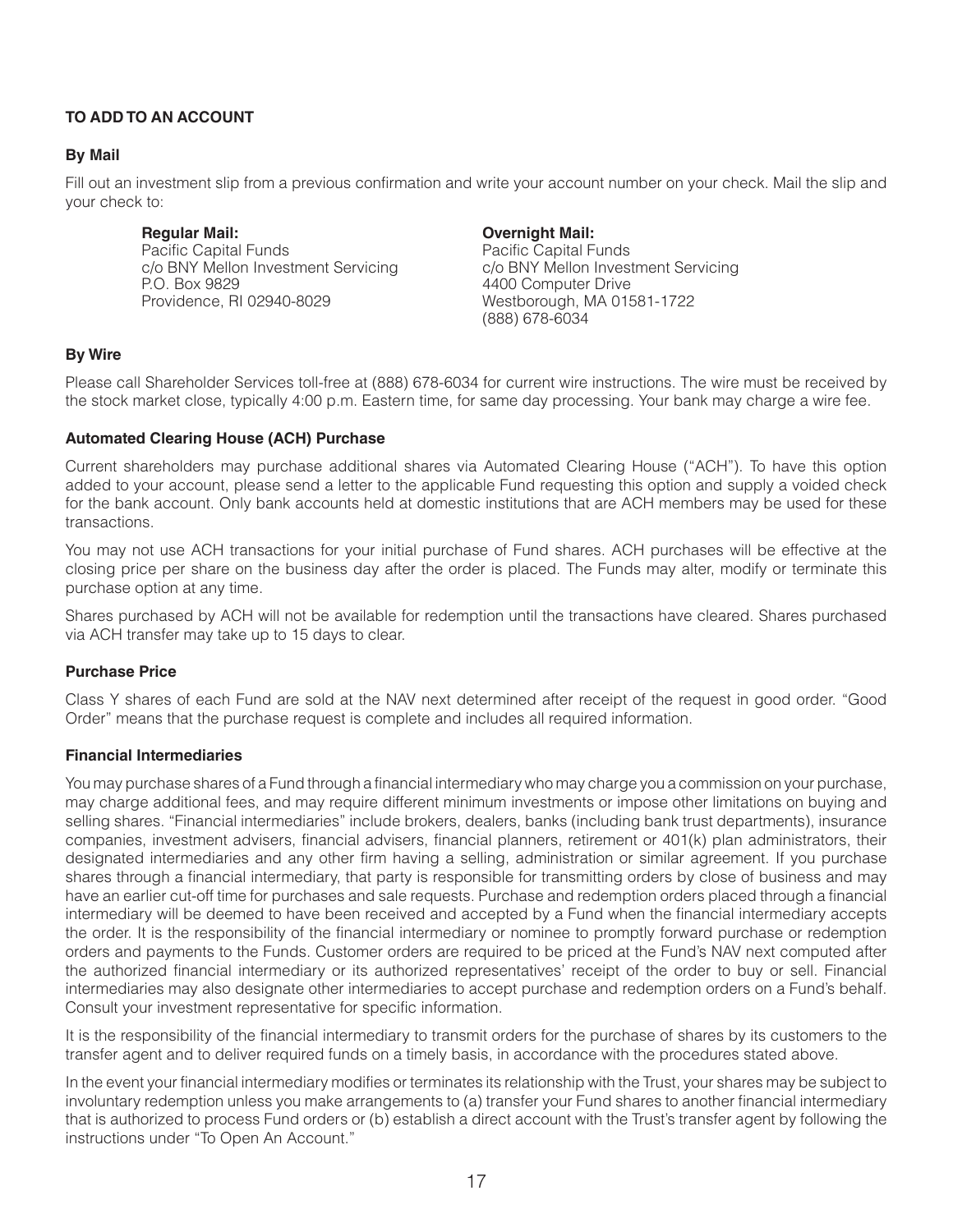### TO ADD TO AN ACCOUNT

#### By Mail

Fill out an investment slip from a previous confirmation and write your account number on your check. Mail the slip and your check to:

**Regular Mail:**
Pacific Capital Funds
c/o BNY Mellon Investment Servicing
P.O. Box 9829
Providence, RI 02940-8029

**Overnight Mail:**
Pacific Capital Funds
c/o BNY Mellon Investment Servicing
4400 Computer Drive
Westborough, MA 01581-1722
(888) 678-6034

#### By Wire

Please call Shareholder Services toll-free at (888) 678-6034 for current wire instructions. The wire must be received by the stock market close, typically 4:00 p.m. Eastern time, for same day processing. Your bank may charge a wire fee.

#### Automated Clearing House (ACH) Purchase

Current shareholders may purchase additional shares via Automated Clearing House ("ACH"). To have this option added to your account, please send a letter to the applicable Fund requesting this option and supply a voided check for the bank account. Only bank accounts held at domestic institutions that are ACH members may be used for these transactions.

You may not use ACH transactions for your initial purchase of Fund shares. ACH purchases will be effective at the closing price per share on the business day after the order is placed. The Funds may alter, modify or terminate this purchase option at any time.

Shares purchased by ACH will not be available for redemption until the transactions have cleared. Shares purchased via ACH transfer may take up to 15 days to clear.

#### Purchase Price

Class Y shares of each Fund are sold at the NAV next determined after receipt of the request in good order. "Good Order" means that the purchase request is complete and includes all required information.

#### Financial Intermediaries

You may purchase shares of a Fund through a financial intermediary who may charge you a commission on your purchase, may charge additional fees, and may require different minimum investments or impose other limitations on buying and selling shares. "Financial intermediaries" include brokers, dealers, banks (including bank trust departments), insurance companies, investment advisers, financial advisers, financial planners, retirement or 401(k) plan administrators, their designated intermediaries and any other firm having a selling, administration or similar agreement. If you purchase shares through a financial intermediary, that party is responsible for transmitting orders by close of business and may have an earlier cut-off time for purchases and sale requests. Purchase and redemption orders placed through a financial intermediary will be deemed to have been received and accepted by a Fund when the financial intermediary accepts the order. It is the responsibility of the financial intermediary or nominee to promptly forward purchase or redemption orders and payments to the Funds. Customer orders are required to be priced at the Fund's NAV next computed after the authorized financial intermediary or its authorized representatives' receipt of the order to buy or sell. Financial intermediaries may also designate other intermediaries to accept purchase and redemption orders on a Fund's behalf. Consult your investment representative for specific information.

It is the responsibility of the financial intermediary to transmit orders for the purchase of shares by its customers to the transfer agent and to deliver required funds on a timely basis, in accordance with the procedures stated above.

In the event your financial intermediary modifies or terminates its relationship with the Trust, your shares may be subject to involuntary redemption unless you make arrangements to (a) transfer your Fund shares to another financial intermediary that is authorized to process Fund orders or (b) establish a direct account with the Trust's transfer agent by following the instructions under "To Open An Account."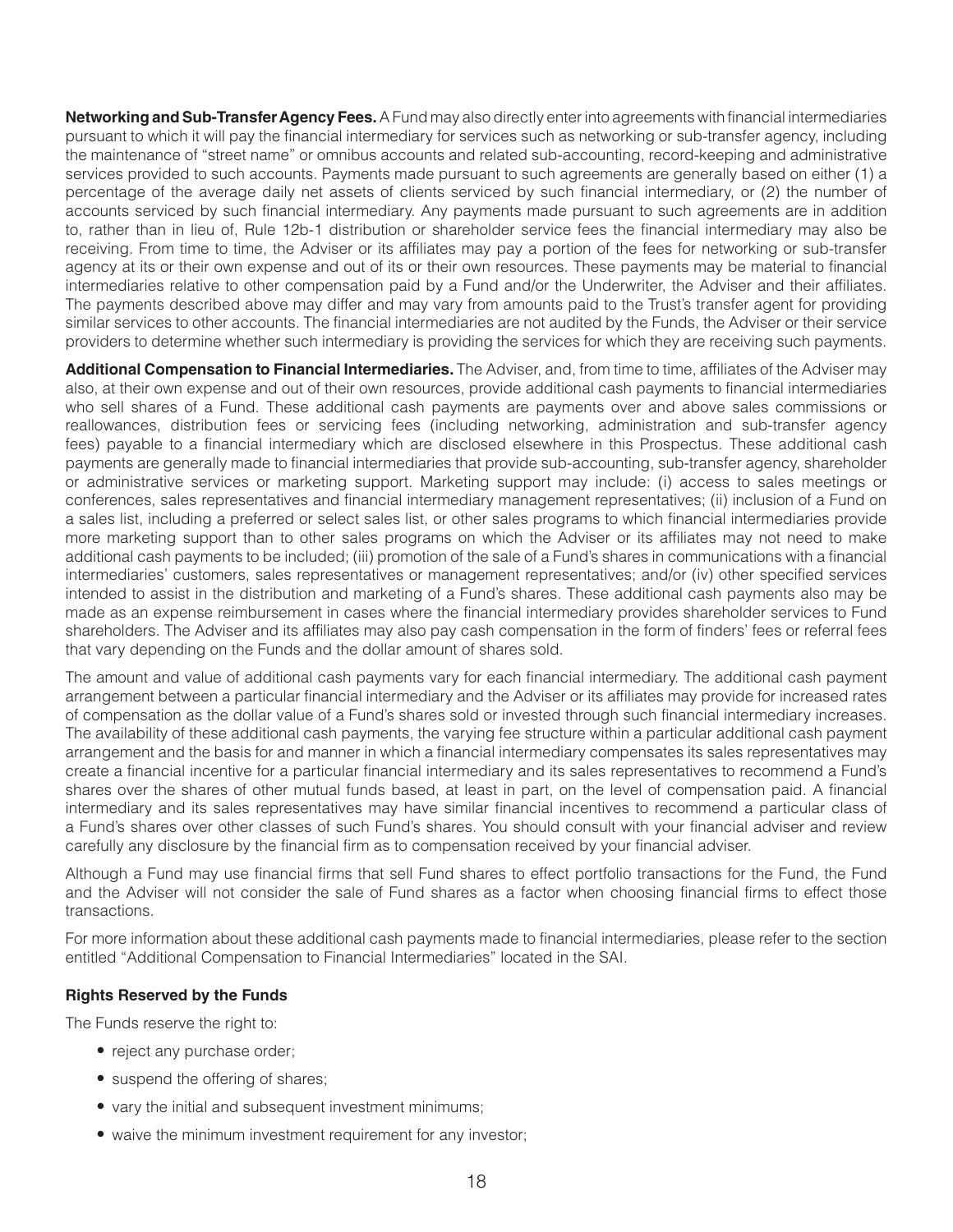**Networking and Sub-Transfer Agency Fees.** A Fund may also directly enter into agreements with financial intermediaries pursuant to which it will pay the financial intermediary for services such as networking or sub-transfer agency, including the maintenance of "street name" or omnibus accounts and related sub-accounting, record-keeping and administrative services provided to such accounts. Payments made pursuant to such agreements are generally based on either (1) a percentage of the average daily net assets of clients serviced by such financial intermediary, or (2) the number of accounts serviced by such financial intermediary. Any payments made pursuant to such agreements are in addition to, rather than in lieu of, Rule 12b-1 distribution or shareholder service fees the financial intermediary may also be receiving. From time to time, the Adviser or its affiliates may pay a portion of the fees for networking or sub-transfer agency at its or their own expense and out of its or their own resources. These payments may be material to financial intermediaries relative to other compensation paid by a Fund and/or the Underwriter, the Adviser and their affiliates. The payments described above may differ and may vary from amounts paid to the Trust's transfer agent for providing similar services to other accounts. The financial intermediaries are not audited by the Funds, the Adviser or their service providers to determine whether such intermediary is providing the services for which they are receiving such payments.

**Additional Compensation to Financial Intermediaries.** The Adviser, and, from time to time, affiliates of the Adviser may also, at their own expense and out of their own resources, provide additional cash payments to financial intermediaries who sell shares of a Fund. These additional cash payments are payments over and above sales commissions or reallowances, distribution fees or servicing fees (including networking, administration and sub-transfer agency fees) payable to a financial intermediary which are disclosed elsewhere in this Prospectus. These additional cash payments are generally made to financial intermediaries that provide sub-accounting, sub-transfer agency, shareholder or administrative services or marketing support. Marketing support may include: (i) access to sales meetings or conferences, sales representatives and financial intermediary management representatives; (ii) inclusion of a Fund on a sales list, including a preferred or select sales list, or other sales programs to which financial intermediaries provide more marketing support than to other sales programs on which the Adviser or its affiliates may not need to make additional cash payments to be included; (iii) promotion of the sale of a Fund's shares in communications with a financial intermediaries' customers, sales representatives or management representatives; and/or (iv) other specified services intended to assist in the distribution and marketing of a Fund's shares. These additional cash payments also may be made as an expense reimbursement in cases where the financial intermediary provides shareholder services to Fund shareholders. The Adviser and its affiliates may also pay cash compensation in the form of finders' fees or referral fees that vary depending on the Funds and the dollar amount of shares sold.

The amount and value of additional cash payments vary for each financial intermediary. The additional cash payment arrangement between a particular financial intermediary and the Adviser or its affiliates may provide for increased rates of compensation as the dollar value of a Fund's shares sold or invested through such financial intermediary increases. The availability of these additional cash payments, the varying fee structure within a particular additional cash payment arrangement and the basis for and manner in which a financial intermediary compensates its sales representatives may create a financial incentive for a particular financial intermediary and its sales representatives to recommend a Fund's shares over the shares of other mutual funds based, at least in part, on the level of compensation paid. A financial intermediary and its sales representatives may have similar financial incentives to recommend a particular class of a Fund's shares over other classes of such Fund's shares. You should consult with your financial adviser and review carefully any disclosure by the financial firm as to compensation received by your financial adviser.

Although a Fund may use financial firms that sell Fund shares to effect portfolio transactions for the Fund, the Fund and the Adviser will not consider the sale of Fund shares as a factor when choosing financial firms to effect those transactions.

For more information about these additional cash payments made to financial intermediaries, please refer to the section entitled "Additional Compensation to Financial Intermediaries" located in the SAI.

### Rights Reserved by the Funds

The Funds reserve the right to:

- reject any purchase order;
- suspend the offering of shares;
- vary the initial and subsequent investment minimums;
- waive the minimum investment requirement for any investor;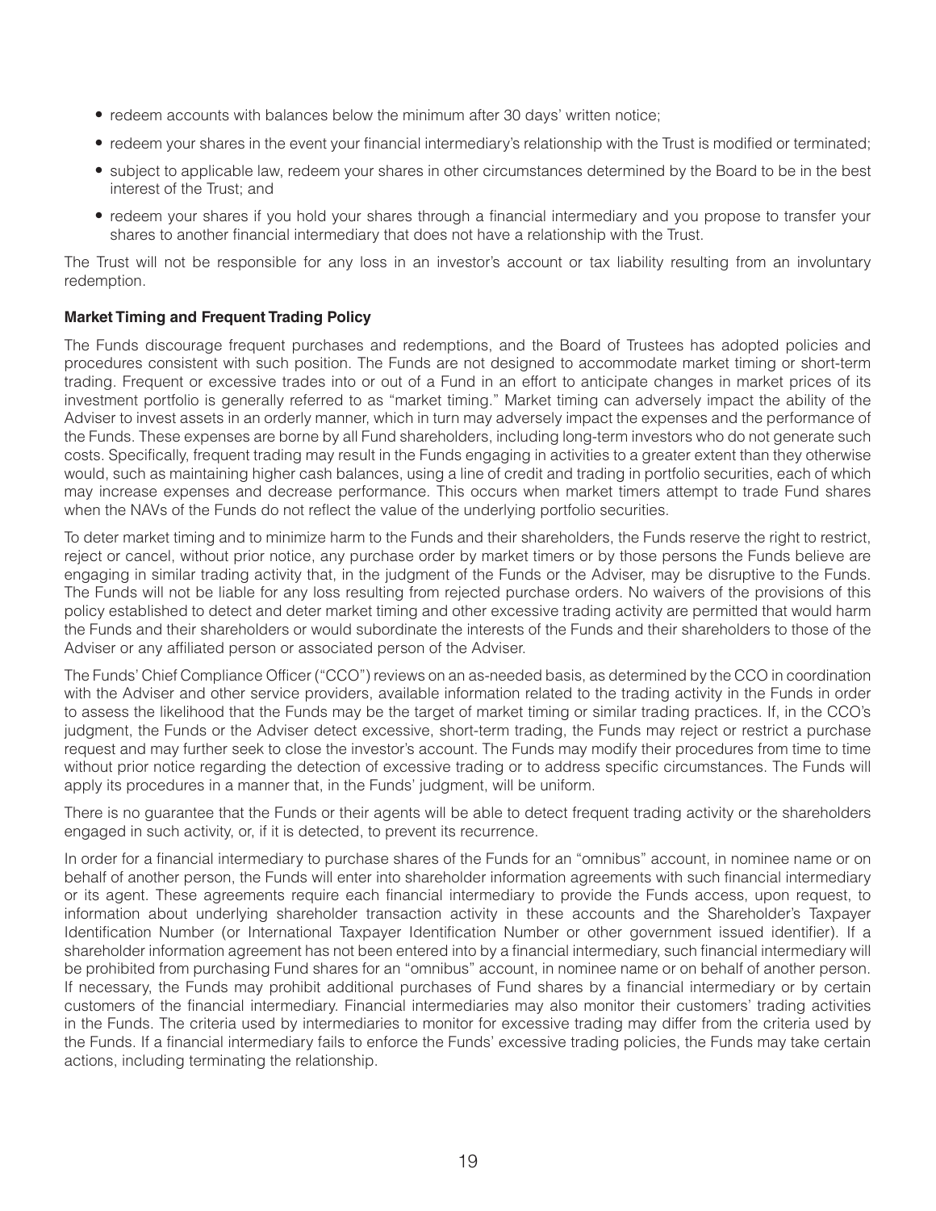- redeem accounts with balances below the minimum after 30 days' written notice;
- redeem your shares in the event your financial intermediary's relationship with the Trust is modified or terminated;
- subject to applicable law, redeem your shares in other circumstances determined by the Board to be in the best interest of the Trust; and
- redeem your shares if you hold your shares through a financial intermediary and you propose to transfer your shares to another financial intermediary that does not have a relationship with the Trust.

The Trust will not be responsible for any loss in an investor's account or tax liability resulting from an involuntary redemption.

**Market Timing and Frequent Trading Policy**

The Funds discourage frequent purchases and redemptions, and the Board of Trustees has adopted policies and procedures consistent with such position. The Funds are not designed to accommodate market timing or short-term trading. Frequent or excessive trades into or out of a Fund in an effort to anticipate changes in market prices of its investment portfolio is generally referred to as "market timing." Market timing can adversely impact the ability of the Adviser to invest assets in an orderly manner, which in turn may adversely impact the expenses and the performance of the Funds. These expenses are borne by all Fund shareholders, including long-term investors who do not generate such costs. Specifically, frequent trading may result in the Funds engaging in activities to a greater extent than they otherwise would, such as maintaining higher cash balances, using a line of credit and trading in portfolio securities, each of which may increase expenses and decrease performance. This occurs when market timers attempt to trade Fund shares when the NAVs of the Funds do not reflect the value of the underlying portfolio securities.

To deter market timing and to minimize harm to the Funds and their shareholders, the Funds reserve the right to restrict, reject or cancel, without prior notice, any purchase order by market timers or by those persons the Funds believe are engaging in similar trading activity that, in the judgment of the Funds or the Adviser, may be disruptive to the Funds. The Funds will not be liable for any loss resulting from rejected purchase orders. No waivers of the provisions of this policy established to detect and deter market timing and other excessive trading activity are permitted that would harm the Funds and their shareholders or would subordinate the interests of the Funds and their shareholders to those of the Adviser or any affiliated person or associated person of the Adviser.

The Funds' Chief Compliance Officer ("CCO") reviews on an as-needed basis, as determined by the CCO in coordination with the Adviser and other service providers, available information related to the trading activity in the Funds in order to assess the likelihood that the Funds may be the target of market timing or similar trading practices. If, in the CCO's judgment, the Funds or the Adviser detect excessive, short-term trading, the Funds may reject or restrict a purchase request and may further seek to close the investor's account. The Funds may modify their procedures from time to time without prior notice regarding the detection of excessive trading or to address specific circumstances. The Funds will apply its procedures in a manner that, in the Funds' judgment, will be uniform.

There is no guarantee that the Funds or their agents will be able to detect frequent trading activity or the shareholders engaged in such activity, or, if it is detected, to prevent its recurrence.

In order for a financial intermediary to purchase shares of the Funds for an "omnibus" account, in nominee name or on behalf of another person, the Funds will enter into shareholder information agreements with such financial intermediary or its agent. These agreements require each financial intermediary to provide the Funds access, upon request, to information about underlying shareholder transaction activity in these accounts and the Shareholder's Taxpayer Identification Number (or International Taxpayer Identification Number or other government issued identifier). If a shareholder information agreement has not been entered into by a financial intermediary, such financial intermediary will be prohibited from purchasing Fund shares for an "omnibus" account, in nominee name or on behalf of another person. If necessary, the Funds may prohibit additional purchases of Fund shares by a financial intermediary or by certain customers of the financial intermediary. Financial intermediaries may also monitor their customers' trading activities in the Funds. The criteria used by intermediaries to monitor for excessive trading may differ from the criteria used by the Funds. If a financial intermediary fails to enforce the Funds' excessive trading policies, the Funds may take certain actions, including terminating the relationship.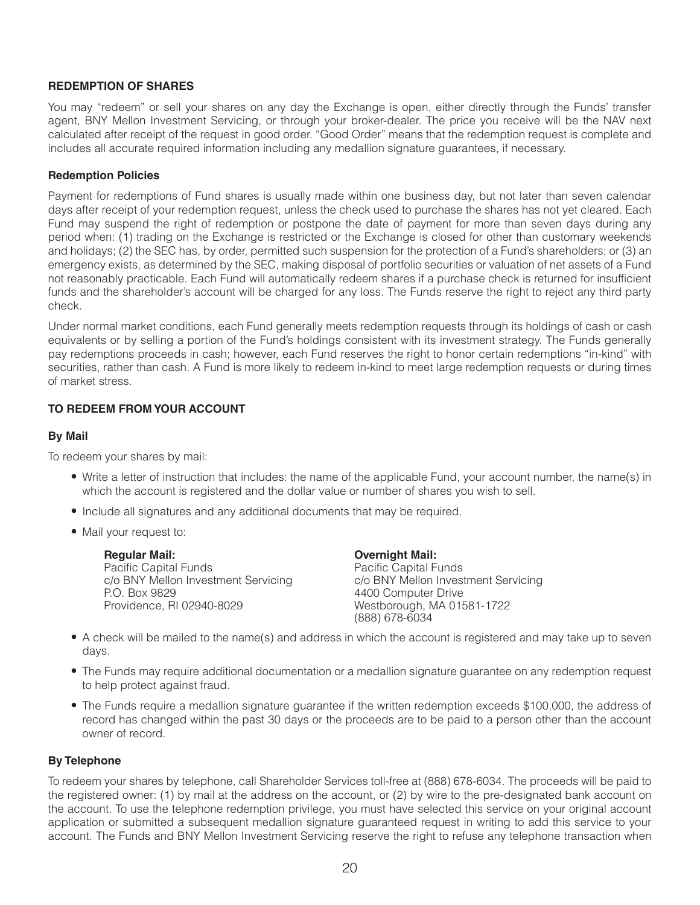## REDEMPTION OF SHARES

You may "redeem" or sell your shares on any day the Exchange is open, either directly through the Funds' transfer agent, BNY Mellon Investment Servicing, or through your broker-dealer. The price you receive will be the NAV next calculated after receipt of the request in good order. "Good Order" means that the redemption request is complete and includes all accurate required information including any medallion signature guarantees, if necessary.

### Redemption Policies

Payment for redemptions of Fund shares is usually made within one business day, but not later than seven calendar days after receipt of your redemption request, unless the check used to purchase the shares has not yet cleared. Each Fund may suspend the right of redemption or postpone the date of payment for more than seven days during any period when: (1) trading on the Exchange is restricted or the Exchange is closed for other than customary weekends and holidays; (2) the SEC has, by order, permitted such suspension for the protection of a Fund's shareholders; or (3) an emergency exists, as determined by the SEC, making disposal of portfolio securities or valuation of net assets of a Fund not reasonably practicable. Each Fund will automatically redeem shares if a purchase check is returned for insufficient funds and the shareholder's account will be charged for any loss. The Funds reserve the right to reject any third party check.

Under normal market conditions, each Fund generally meets redemption requests through its holdings of cash or cash equivalents or by selling a portion of the Fund's holdings consistent with its investment strategy. The Funds generally pay redemptions proceeds in cash; however, each Fund reserves the right to honor certain redemptions "in-kind" with securities, rather than cash. A Fund is more likely to redeem in-kind to meet large redemption requests or during times of market stress.

## TO REDEEM FROM YOUR ACCOUNT

### By Mail

To redeem your shares by mail:

- Write a letter of instruction that includes: the name of the applicable Fund, your account number, the name(s) in which the account is registered and the dollar value or number of shares you wish to sell.
- Include all signatures and any additional documents that may be required.
- Mail your request to:

  **Regular Mail:**
  Pacific Capital Funds
  c/o BNY Mellon Investment Servicing
  P.O. Box 9829
  Providence, RI 02940-8029

  **Overnight Mail:**
  Pacific Capital Funds
  c/o BNY Mellon Investment Servicing
  4400 Computer Drive
  Westborough, MA 01581-1722
  (888) 678-6034

- A check will be mailed to the name(s) and address in which the account is registered and may take up to seven days.
- The Funds may require additional documentation or a medallion signature guarantee on any redemption request to help protect against fraud.
- The Funds require a medallion signature guarantee if the written redemption exceeds $100,000, the address of record has changed within the past 30 days or the proceeds are to be paid to a person other than the account owner of record.

### By Telephone

To redeem your shares by telephone, call Shareholder Services toll-free at (888) 678-6034. The proceeds will be paid to the registered owner: (1) by mail at the address on the account, or (2) by wire to the pre-designated bank account on the account. To use the telephone redemption privilege, you must have selected this service on your original account application or submitted a subsequent medallion signature guaranteed request in writing to add this service to your account. The Funds and BNY Mellon Investment Servicing reserve the right to refuse any telephone transaction when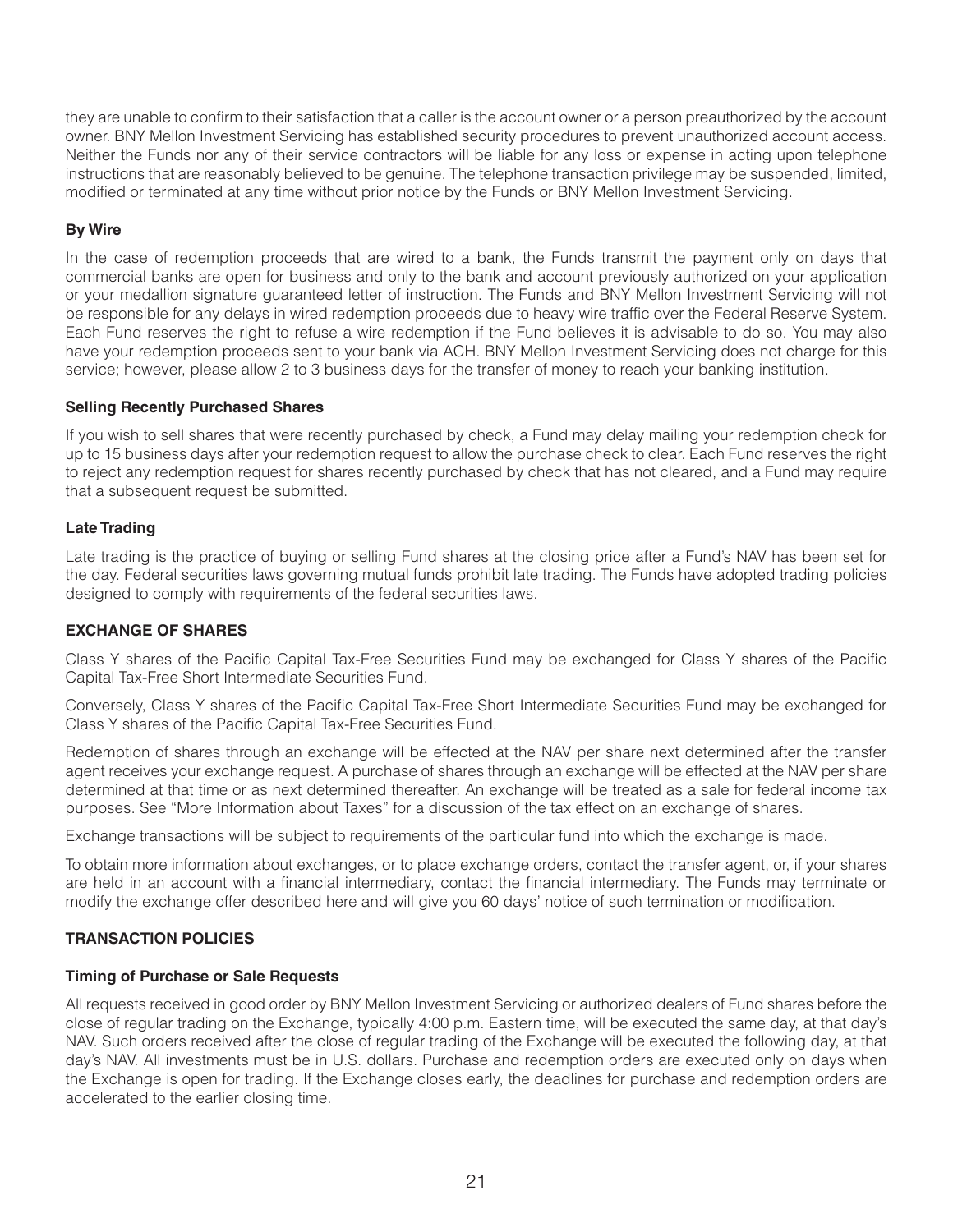they are unable to confirm to their satisfaction that a caller is the account owner or a person preauthorized by the account owner. BNY Mellon Investment Servicing has established security procedures to prevent unauthorized account access. Neither the Funds nor any of their service contractors will be liable for any loss or expense in acting upon telephone instructions that are reasonably believed to be genuine. The telephone transaction privilege may be suspended, limited, modified or terminated at any time without prior notice by the Funds or BNY Mellon Investment Servicing.

### By Wire

In the case of redemption proceeds that are wired to a bank, the Funds transmit the payment only on days that commercial banks are open for business and only to the bank and account previously authorized on your application or your medallion signature guaranteed letter of instruction. The Funds and BNY Mellon Investment Servicing will not be responsible for any delays in wired redemption proceeds due to heavy wire traffic over the Federal Reserve System. Each Fund reserves the right to refuse a wire redemption if the Fund believes it is advisable to do so. You may also have your redemption proceeds sent to your bank via ACH. BNY Mellon Investment Servicing does not charge for this service; however, please allow 2 to 3 business days for the transfer of money to reach your banking institution.

### Selling Recently Purchased Shares

If you wish to sell shares that were recently purchased by check, a Fund may delay mailing your redemption check for up to 15 business days after your redemption request to allow the purchase check to clear. Each Fund reserves the right to reject any redemption request for shares recently purchased by check that has not cleared, and a Fund may require that a subsequent request be submitted.

### Late Trading

Late trading is the practice of buying or selling Fund shares at the closing price after a Fund's NAV has been set for the day. Federal securities laws governing mutual funds prohibit late trading. The Funds have adopted trading policies designed to comply with requirements of the federal securities laws.

## EXCHANGE OF SHARES

Class Y shares of the Pacific Capital Tax-Free Securities Fund may be exchanged for Class Y shares of the Pacific Capital Tax-Free Short Intermediate Securities Fund.

Conversely, Class Y shares of the Pacific Capital Tax-Free Short Intermediate Securities Fund may be exchanged for Class Y shares of the Pacific Capital Tax-Free Securities Fund.

Redemption of shares through an exchange will be effected at the NAV per share next determined after the transfer agent receives your exchange request. A purchase of shares through an exchange will be effected at the NAV per share determined at that time or as next determined thereafter. An exchange will be treated as a sale for federal income tax purposes. See "More Information about Taxes" for a discussion of the tax effect on an exchange of shares.

Exchange transactions will be subject to requirements of the particular fund into which the exchange is made.

To obtain more information about exchanges, or to place exchange orders, contact the transfer agent, or, if your shares are held in an account with a financial intermediary, contact the financial intermediary. The Funds may terminate or modify the exchange offer described here and will give you 60 days' notice of such termination or modification.

## TRANSACTION POLICIES

### Timing of Purchase or Sale Requests

All requests received in good order by BNY Mellon Investment Servicing or authorized dealers of Fund shares before the close of regular trading on the Exchange, typically 4:00 p.m. Eastern time, will be executed the same day, at that day's NAV. Such orders received after the close of regular trading of the Exchange will be executed the following day, at that day's NAV. All investments must be in U.S. dollars. Purchase and redemption orders are executed only on days when the Exchange is open for trading. If the Exchange closes early, the deadlines for purchase and redemption orders are accelerated to the earlier closing time.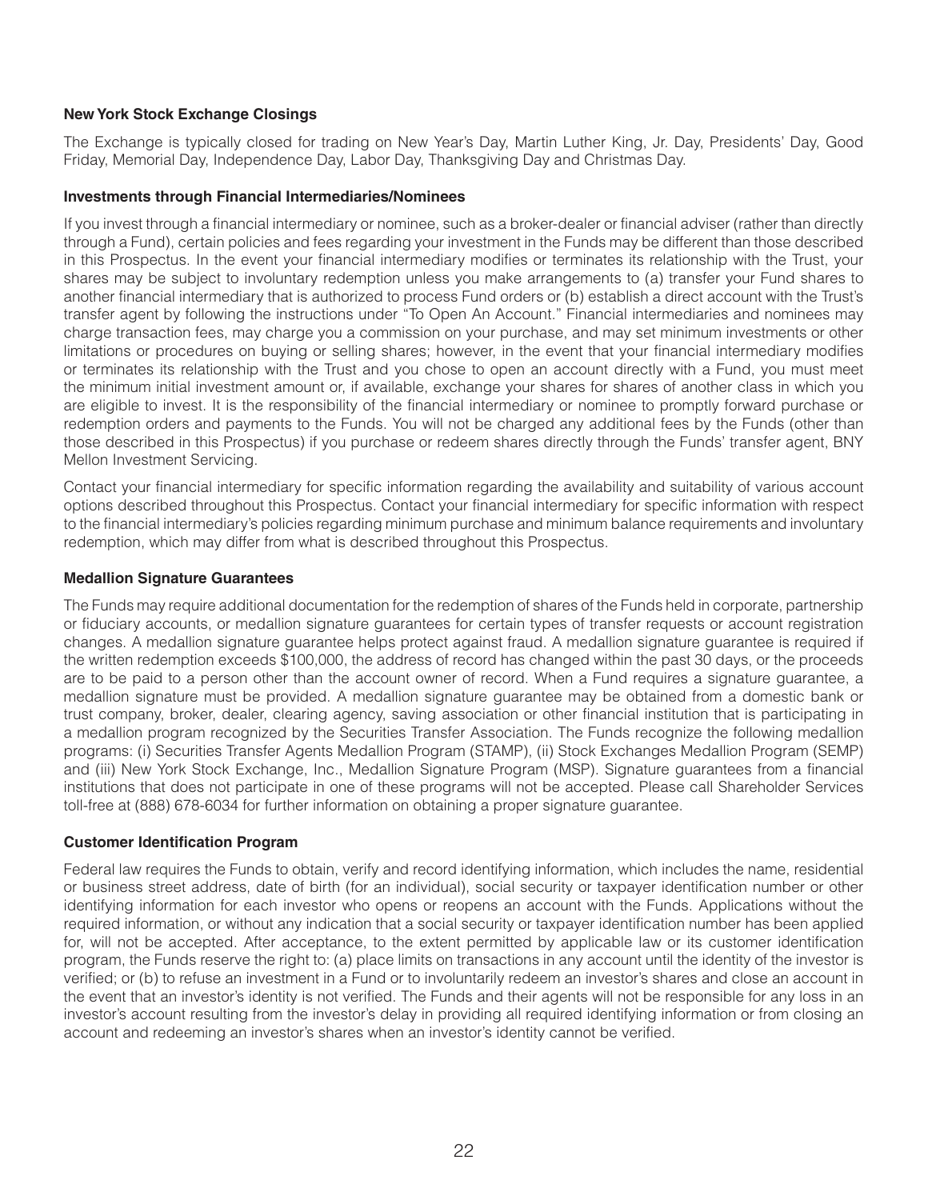**New York Stock Exchange Closings**

The Exchange is typically closed for trading on New Year's Day, Martin Luther King, Jr. Day, Presidents' Day, Good Friday, Memorial Day, Independence Day, Labor Day, Thanksgiving Day and Christmas Day.

**Investments through Financial Intermediaries/Nominees**

If you invest through a financial intermediary or nominee, such as a broker-dealer or financial adviser (rather than directly through a Fund), certain policies and fees regarding your investment in the Funds may be different than those described in this Prospectus. In the event your financial intermediary modifies or terminates its relationship with the Trust, your shares may be subject to involuntary redemption unless you make arrangements to (a) transfer your Fund shares to another financial intermediary that is authorized to process Fund orders or (b) establish a direct account with the Trust's transfer agent by following the instructions under "To Open An Account." Financial intermediaries and nominees may charge transaction fees, may charge you a commission on your purchase, and may set minimum investments or other limitations or procedures on buying or selling shares; however, in the event that your financial intermediary modifies or terminates its relationship with the Trust and you chose to open an account directly with a Fund, you must meet the minimum initial investment amount or, if available, exchange your shares for shares of another class in which you are eligible to invest. It is the responsibility of the financial intermediary or nominee to promptly forward purchase or redemption orders and payments to the Funds. You will not be charged any additional fees by the Funds (other than those described in this Prospectus) if you purchase or redeem shares directly through the Funds' transfer agent, BNY Mellon Investment Servicing.

Contact your financial intermediary for specific information regarding the availability and suitability of various account options described throughout this Prospectus. Contact your financial intermediary for specific information with respect to the financial intermediary's policies regarding minimum purchase and minimum balance requirements and involuntary redemption, which may differ from what is described throughout this Prospectus.

**Medallion Signature Guarantees**

The Funds may require additional documentation for the redemption of shares of the Funds held in corporate, partnership or fiduciary accounts, or medallion signature guarantees for certain types of transfer requests or account registration changes. A medallion signature guarantee helps protect against fraud. A medallion signature guarantee is required if the written redemption exceeds $100,000, the address of record has changed within the past 30 days, or the proceeds are to be paid to a person other than the account owner of record. When a Fund requires a signature guarantee, a medallion signature must be provided. A medallion signature guarantee may be obtained from a domestic bank or trust company, broker, dealer, clearing agency, saving association or other financial institution that is participating in a medallion program recognized by the Securities Transfer Association. The Funds recognize the following medallion programs: (i) Securities Transfer Agents Medallion Program (STAMP), (ii) Stock Exchanges Medallion Program (SEMP) and (iii) New York Stock Exchange, Inc., Medallion Signature Program (MSP). Signature guarantees from a financial institutions that does not participate in one of these programs will not be accepted. Please call Shareholder Services toll-free at (888) 678-6034 for further information on obtaining a proper signature guarantee.

**Customer Identification Program**

Federal law requires the Funds to obtain, verify and record identifying information, which includes the name, residential or business street address, date of birth (for an individual), social security or taxpayer identification number or other identifying information for each investor who opens or reopens an account with the Funds. Applications without the required information, or without any indication that a social security or taxpayer identification number has been applied for, will not be accepted. After acceptance, to the extent permitted by applicable law or its customer identification program, the Funds reserve the right to: (a) place limits on transactions in any account until the identity of the investor is verified; or (b) to refuse an investment in a Fund or to involuntarily redeem an investor's shares and close an account in the event that an investor's identity is not verified. The Funds and their agents will not be responsible for any loss in an investor's account resulting from the investor's delay in providing all required identifying information or from closing an account and redeeming an investor's shares when an investor's identity cannot be verified.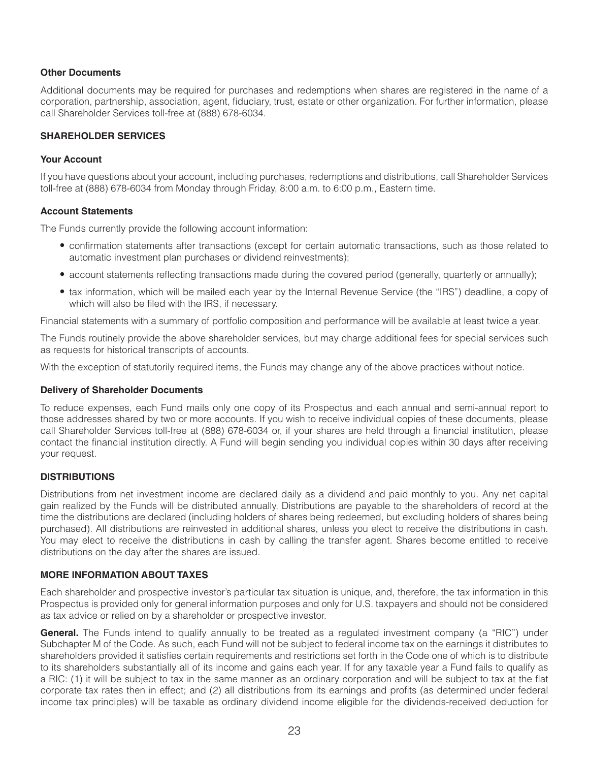### Other Documents

Additional documents may be required for purchases and redemptions when shares are registered in the name of a corporation, partnership, association, agent, fiduciary, trust, estate or other organization. For further information, please call Shareholder Services toll-free at (888) 678-6034.

## SHAREHOLDER SERVICES

### Your Account

If you have questions about your account, including purchases, redemptions and distributions, call Shareholder Services toll-free at (888) 678-6034 from Monday through Friday, 8:00 a.m. to 6:00 p.m., Eastern time.

### Account Statements

The Funds currently provide the following account information:

- confirmation statements after transactions (except for certain automatic transactions, such as those related to automatic investment plan purchases or dividend reinvestments);
- account statements reflecting transactions made during the covered period (generally, quarterly or annually);
- tax information, which will be mailed each year by the Internal Revenue Service (the "IRS") deadline, a copy of which will also be filed with the IRS, if necessary.

Financial statements with a summary of portfolio composition and performance will be available at least twice a year.

The Funds routinely provide the above shareholder services, but may charge additional fees for special services such as requests for historical transcripts of accounts.

With the exception of statutorily required items, the Funds may change any of the above practices without notice.

### Delivery of Shareholder Documents

To reduce expenses, each Fund mails only one copy of its Prospectus and each annual and semi-annual report to those addresses shared by two or more accounts. If you wish to receive individual copies of these documents, please call Shareholder Services toll-free at (888) 678-6034 or, if your shares are held through a financial institution, please contact the financial institution directly. A Fund will begin sending you individual copies within 30 days after receiving your request.

## DISTRIBUTIONS

Distributions from net investment income are declared daily as a dividend and paid monthly to you. Any net capital gain realized by the Funds will be distributed annually. Distributions are payable to the shareholders of record at the time the distributions are declared (including holders of shares being redeemed, but excluding holders of shares being purchased). All distributions are reinvested in additional shares, unless you elect to receive the distributions in cash. You may elect to receive the distributions in cash by calling the transfer agent. Shares become entitled to receive distributions on the day after the shares are issued.

## MORE INFORMATION ABOUT TAXES

Each shareholder and prospective investor's particular tax situation is unique, and, therefore, the tax information in this Prospectus is provided only for general information purposes and only for U.S. taxpayers and should not be considered as tax advice or relied on by a shareholder or prospective investor.

**General.** The Funds intend to qualify annually to be treated as a regulated investment company (a "RIC") under Subchapter M of the Code. As such, each Fund will not be subject to federal income tax on the earnings it distributes to shareholders provided it satisfies certain requirements and restrictions set forth in the Code one of which is to distribute to its shareholders substantially all of its income and gains each year. If for any taxable year a Fund fails to qualify as a RIC: (1) it will be subject to tax in the same manner as an ordinary corporation and will be subject to tax at the flat corporate tax rates then in effect; and (2) all distributions from its earnings and profits (as determined under federal income tax principles) will be taxable as ordinary dividend income eligible for the dividends-received deduction for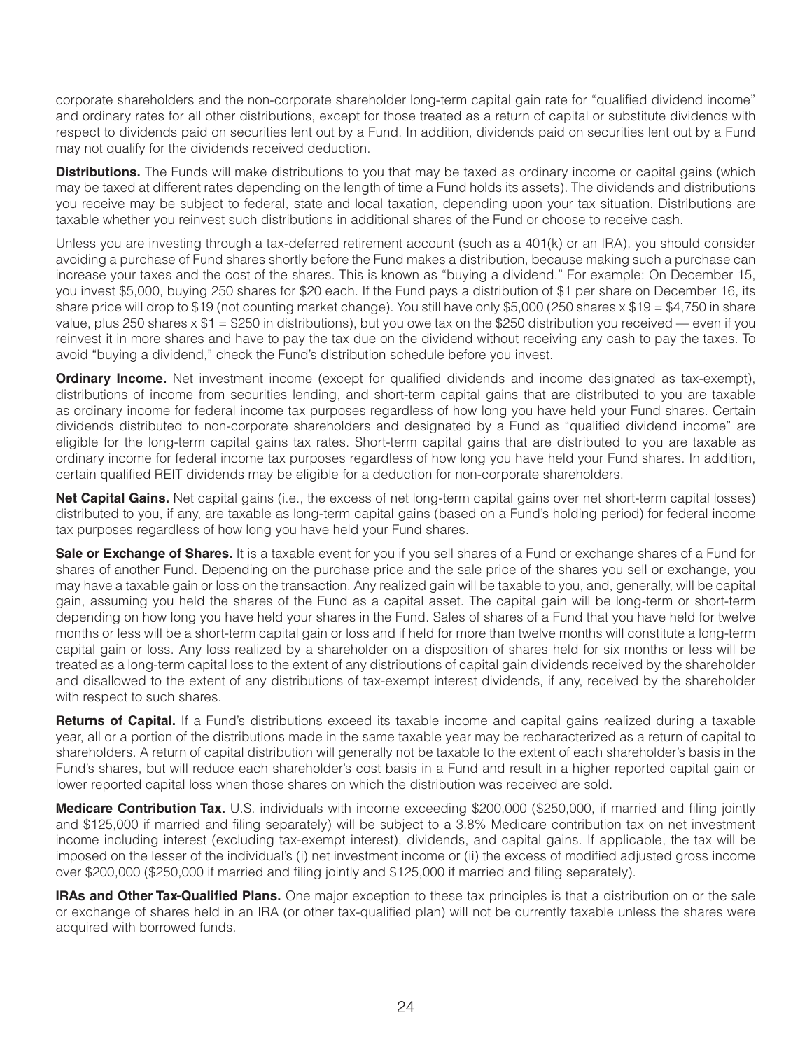corporate shareholders and the non-corporate shareholder long-term capital gain rate for "qualified dividend income" and ordinary rates for all other distributions, except for those treated as a return of capital or substitute dividends with respect to dividends paid on securities lent out by a Fund. In addition, dividends paid on securities lent out by a Fund may not qualify for the dividends received deduction.

**Distributions.** The Funds will make distributions to you that may be taxed as ordinary income or capital gains (which may be taxed at different rates depending on the length of time a Fund holds its assets). The dividends and distributions you receive may be subject to federal, state and local taxation, depending upon your tax situation. Distributions are taxable whether you reinvest such distributions in additional shares of the Fund or choose to receive cash.

Unless you are investing through a tax-deferred retirement account (such as a 401(k) or an IRA), you should consider avoiding a purchase of Fund shares shortly before the Fund makes a distribution, because making such a purchase can increase your taxes and the cost of the shares. This is known as "buying a dividend." For example: On December 15, you invest $5,000, buying 250 shares for $20 each. If the Fund pays a distribution of $1 per share on December 16, its share price will drop to $19 (not counting market change). You still have only $5,000 (250 shares x $19 = $4,750 in share value, plus 250 shares x $1 = $250 in distributions), but you owe tax on the $250 distribution you received — even if you reinvest it in more shares and have to pay the tax due on the dividend without receiving any cash to pay the taxes. To avoid "buying a dividend," check the Fund's distribution schedule before you invest.

**Ordinary Income.** Net investment income (except for qualified dividends and income designated as tax-exempt), distributions of income from securities lending, and short-term capital gains that are distributed to you are taxable as ordinary income for federal income tax purposes regardless of how long you have held your Fund shares. Certain dividends distributed to non-corporate shareholders and designated by a Fund as "qualified dividend income" are eligible for the long-term capital gains tax rates. Short-term capital gains that are distributed to you are taxable as ordinary income for federal income tax purposes regardless of how long you have held your Fund shares. In addition, certain qualified REIT dividends may be eligible for a deduction for non-corporate shareholders.

**Net Capital Gains.** Net capital gains (i.e., the excess of net long-term capital gains over net short-term capital losses) distributed to you, if any, are taxable as long-term capital gains (based on a Fund's holding period) for federal income tax purposes regardless of how long you have held your Fund shares.

**Sale or Exchange of Shares.** It is a taxable event for you if you sell shares of a Fund or exchange shares of a Fund for shares of another Fund. Depending on the purchase price and the sale price of the shares you sell or exchange, you may have a taxable gain or loss on the transaction. Any realized gain will be taxable to you, and, generally, will be capital gain, assuming you held the shares of the Fund as a capital asset. The capital gain will be long-term or short-term depending on how long you have held your shares in the Fund. Sales of shares of a Fund that you have held for twelve months or less will be a short-term capital gain or loss and if held for more than twelve months will constitute a long-term capital gain or loss. Any loss realized by a shareholder on a disposition of shares held for six months or less will be treated as a long-term capital loss to the extent of any distributions of capital gain dividends received by the shareholder and disallowed to the extent of any distributions of tax-exempt interest dividends, if any, received by the shareholder with respect to such shares.

**Returns of Capital.** If a Fund's distributions exceed its taxable income and capital gains realized during a taxable year, all or a portion of the distributions made in the same taxable year may be recharacterized as a return of capital to shareholders. A return of capital distribution will generally not be taxable to the extent of each shareholder's basis in the Fund's shares, but will reduce each shareholder's cost basis in a Fund and result in a higher reported capital gain or lower reported capital loss when those shares on which the distribution was received are sold.

**Medicare Contribution Tax.** U.S. individuals with income exceeding $200,000 ($250,000, if married and filing jointly and $125,000 if married and filing separately) will be subject to a 3.8% Medicare contribution tax on net investment income including interest (excluding tax-exempt interest), dividends, and capital gains. If applicable, the tax will be imposed on the lesser of the individual's (i) net investment income or (ii) the excess of modified adjusted gross income over $200,000 ($250,000 if married and filing jointly and $125,000 if married and filing separately).

**IRAs and Other Tax-Qualified Plans.** One major exception to these tax principles is that a distribution on or the sale or exchange of shares held in an IRA (or other tax-qualified plan) will not be currently taxable unless the shares were acquired with borrowed funds.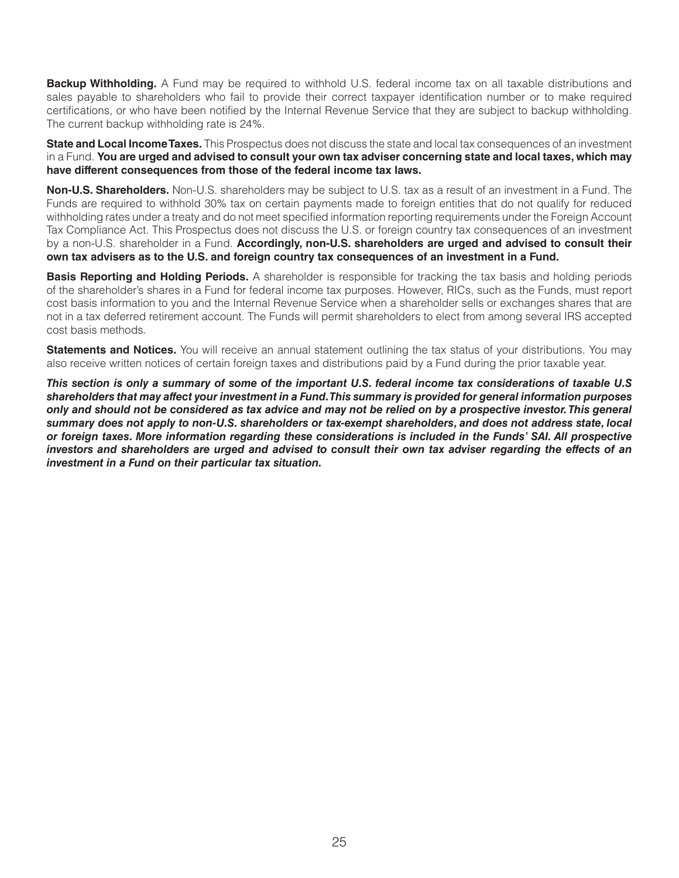**Backup Withholding.** A Fund may be required to withhold U.S. federal income tax on all taxable distributions and sales payable to shareholders who fail to provide their correct taxpayer identification number or to make required certifications, or who have been notified by the Internal Revenue Service that they are subject to backup withholding. The current backup withholding rate is 24%.

**State and Local Income Taxes.** This Prospectus does not discuss the state and local tax consequences of an investment in a Fund. **You are urged and advised to consult your own tax adviser concerning state and local taxes, which may have different consequences from those of the federal income tax laws.**

**Non-U.S. Shareholders.** Non-U.S. shareholders may be subject to U.S. tax as a result of an investment in a Fund. The Funds are required to withhold 30% tax on certain payments made to foreign entities that do not qualify for reduced withholding rates under a treaty and do not meet specified information reporting requirements under the Foreign Account Tax Compliance Act. This Prospectus does not discuss the U.S. or foreign country tax consequences of an investment by a non-U.S. shareholder in a Fund. **Accordingly, non-U.S. shareholders are urged and advised to consult their own tax advisers as to the U.S. and foreign country tax consequences of an investment in a Fund.**

**Basis Reporting and Holding Periods.** A shareholder is responsible for tracking the tax basis and holding periods of the shareholder's shares in a Fund for federal income tax purposes. However, RICs, such as the Funds, must report cost basis information to you and the Internal Revenue Service when a shareholder sells or exchanges shares that are not in a tax deferred retirement account. The Funds will permit shareholders to elect from among several IRS accepted cost basis methods.

**Statements and Notices.** You will receive an annual statement outlining the tax status of your distributions. You may also receive written notices of certain foreign taxes and distributions paid by a Fund during the prior taxable year.

***This section is only a summary of some of the important U.S. federal income tax considerations of taxable U.S shareholders that may affect your investment in a Fund. This summary is provided for general information purposes only and should not be considered as tax advice and may not be relied on by a prospective investor. This general summary does not apply to non-U.S. shareholders or tax-exempt shareholders, and does not address state, local or foreign taxes. More information regarding these considerations is included in the Funds' SAI. All prospective investors and shareholders are urged and advised to consult their own tax adviser regarding the effects of an investment in a Fund on their particular tax situation.***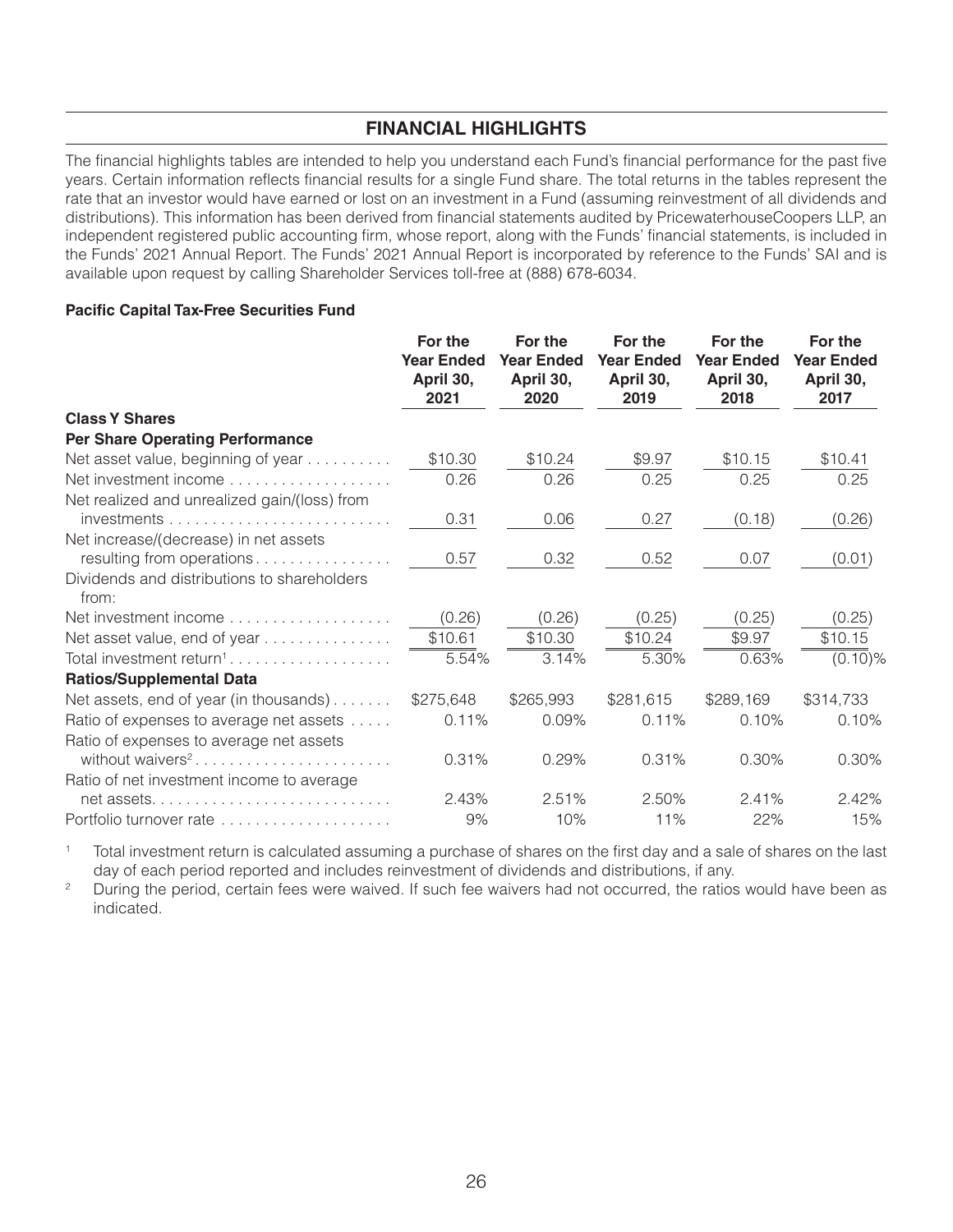## FINANCIAL HIGHLIGHTS

The financial highlights tables are intended to help you understand each Fund's financial performance for the past five years. Certain information reflects financial results for a single Fund share. The total returns in the tables represent the rate that an investor would have earned or lost on an investment in a Fund (assuming reinvestment of all dividends and distributions). This information has been derived from financial statements audited by PricewaterhouseCoopers LLP, an independent registered public accounting firm, whose report, along with the Funds' financial statements, is included in the Funds' 2021 Annual Report. The Funds' 2021 Annual Report is incorporated by reference to the Funds' SAI and is available upon request by calling Shareholder Services toll-free at (888) 678-6034.

**Pacific Capital Tax-Free Securities Fund**

| | For the Year Ended April 30, 2021 | For the Year Ended April 30, 2020 | For the Year Ended April 30, 2019 | For the Year Ended April 30, 2018 | For the Year Ended April 30, 2017 |
|---|---|---|---|---|---|
| **Class Y Shares** | | | | | |
| **Per Share Operating Performance** | | | | | |
| Net asset value, beginning of year | $10.30 | $10.24 | $9.97 | $10.15 | $10.41 |
| Net investment income | 0.26 | 0.26 | 0.25 | 0.25 | 0.25 |
| Net realized and unrealized gain/(loss) from investments | 0.31 | 0.06 | 0.27 | (0.18) | (0.26) |
| Net increase/(decrease) in net assets resulting from operations | 0.57 | 0.32 | 0.52 | 0.07 | (0.01) |
| Dividends and distributions to shareholders from: | | | | | |
| Net investment income | (0.26) | (0.26) | (0.25) | (0.25) | (0.25) |
| Net asset value, end of year | $10.61 | $10.30 | $10.24 | $9.97 | $10.15 |
| Total investment return[1] | 5.54% | 3.14% | 5.30% | 0.63% | (0.10)% |
| **Ratios/Supplemental Data** | | | | | |
| Net assets, end of year (in thousands) | $275,648 | $265,993 | $281,615 | $289,169 | $314,733 |
| Ratio of expenses to average net assets | 0.11% | 0.09% | 0.11% | 0.10% | 0.10% |
| Ratio of expenses to average net assets without waivers[2] | 0.31% | 0.29% | 0.31% | 0.30% | 0.30% |
| Ratio of net investment income to average net assets | 2.43% | 2.51% | 2.50% | 2.41% | 2.42% |
| Portfolio turnover rate | 9% | 10% | 11% | 22% | 15% |

[1] Total investment return is calculated assuming a purchase of shares on the first day and a sale of shares on the last day of each period reported and includes reinvestment of dividends and distributions, if any.

[2] During the period, certain fees were waived. If such fee waivers had not occurred, the ratios would have been as indicated.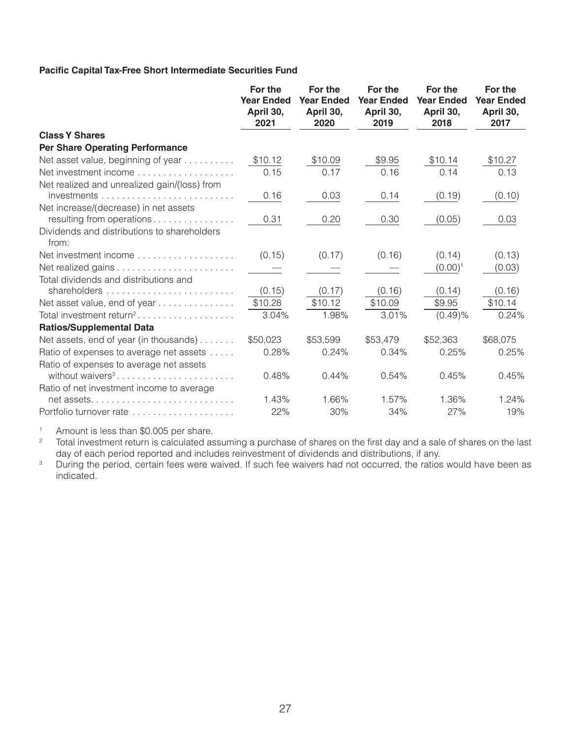**Pacific Capital Tax-Free Short Intermediate Securities Fund**

| | For the Year Ended April 30, 2021 | For the Year Ended April 30, 2020 | For the Year Ended April 30, 2019 | For the Year Ended April 30, 2018 | For the Year Ended April 30, 2017 |
|---|---|---|---|---|---|
| **Class Y Shares** | | | | | |
| **Per Share Operating Performance** | | | | | |
| Net asset value, beginning of year | $10.12 | $10.09 | $9.95 | $10.14 | $10.27 |
| Net investment income | 0.15 | 0.17 | 0.16 | 0.14 | 0.13 |
| Net realized and unrealized gain/(loss) from investments | 0.16 | 0.03 | 0.14 | (0.19) | (0.10) |
| Net increase/(decrease) in net assets resulting from operations | 0.31 | 0.20 | 0.30 | (0.05) | 0.03 |
| Dividends and distributions to shareholders from: | | | | | |
| Net investment income | (0.15) | (0.17) | (0.16) | (0.14) | (0.13) |
| Net realized gains | — | — | — | (0.00)[1] | (0.03) |
| Total dividends and distributions and shareholders | (0.15) | (0.17) | (0.16) | (0.14) | (0.16) |
| Net asset value, end of year | $10.28 | $10.12 | $10.09 | $9.95 | $10.14 |
| Total investment return[2] | 3.04% | 1.98% | 3.01% | (0.49)% | 0.24% |
| **Ratios/Supplemental Data** | | | | | |
| Net assets, end of year (in thousands) | $50,023 | $53,599 | $53,479 | $52,363 | $68,075 |
| Ratio of expenses to average net assets | 0.28% | 0.24% | 0.34% | 0.25% | 0.25% |
| Ratio of expenses to average net assets without waivers[3] | 0.48% | 0.44% | 0.54% | 0.45% | 0.45% |
| Ratio of net investment income to average net assets | 1.43% | 1.66% | 1.57% | 1.36% | 1.24% |
| Portfolio turnover rate | 22% | 30% | 34% | 27% | 19% |

[1] Amount is less than $0.005 per share.

[2] Total investment return is calculated assuming a purchase of shares on the first day and a sale of shares on the last day of each period reported and includes reinvestment of dividends and distributions, if any.

[3] During the period, certain fees were waived. If such fee waivers had not occurred, the ratios would have been as indicated.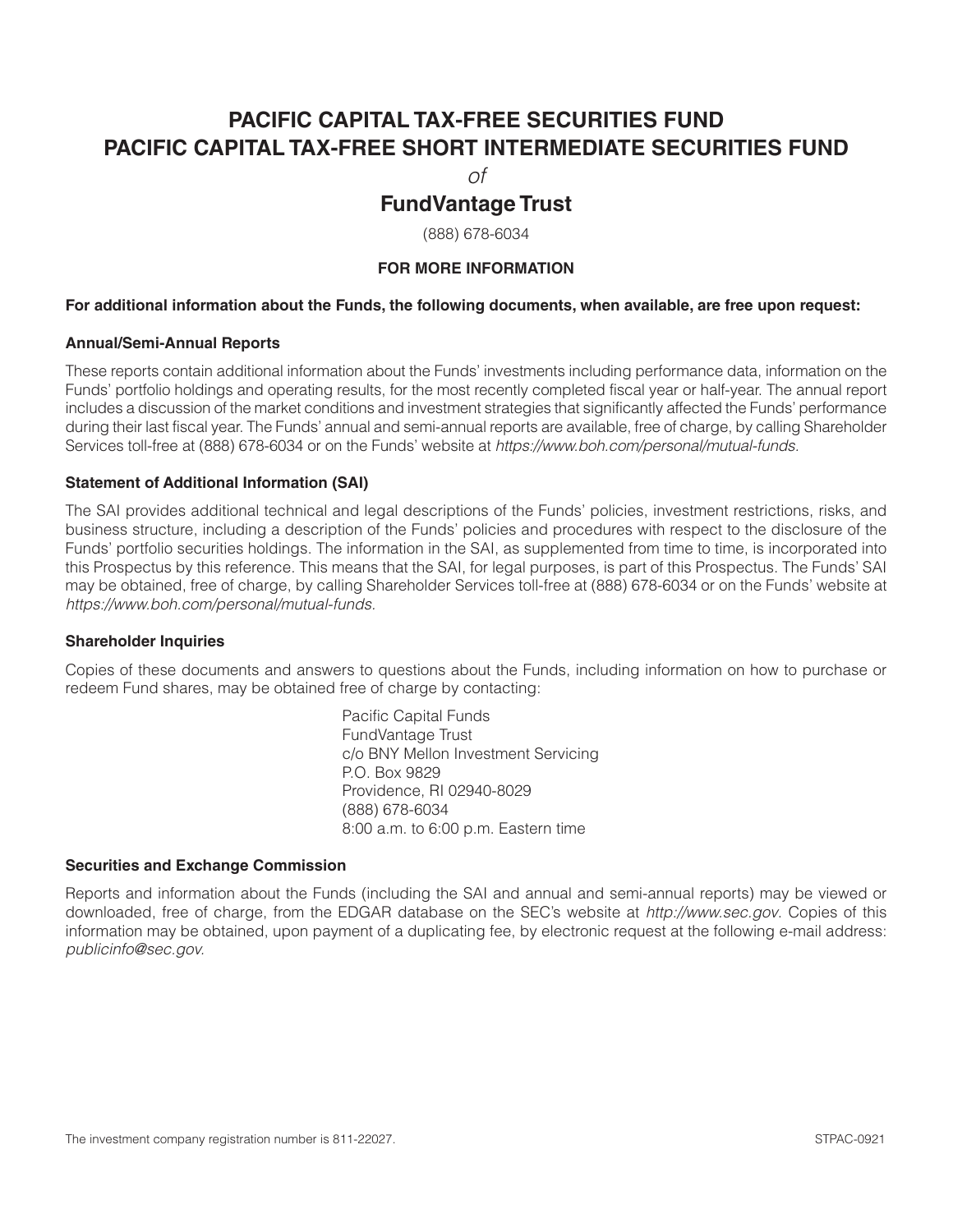# PACIFIC CAPITAL TAX-FREE SECURITIES FUND
# PACIFIC CAPITAL TAX-FREE SHORT INTERMEDIATE SECURITIES FUND

*of*

## FundVantage Trust

(888) 678-6034

### FOR MORE INFORMATION

**For additional information about the Funds, the following documents, when available, are free upon request:**

**Annual/Semi-Annual Reports**

These reports contain additional information about the Funds' investments including performance data, information on the Funds' portfolio holdings and operating results, for the most recently completed fiscal year or half-year. The annual report includes a discussion of the market conditions and investment strategies that significantly affected the Funds' performance during their last fiscal year. The Funds' annual and semi-annual reports are available, free of charge, by calling Shareholder Services toll-free at (888) 678-6034 or on the Funds' website at *https://www.boh.com/personal/mutual-funds*.

**Statement of Additional Information (SAI)**

The SAI provides additional technical and legal descriptions of the Funds' policies, investment restrictions, risks, and business structure, including a description of the Funds' policies and procedures with respect to the disclosure of the Funds' portfolio securities holdings. The information in the SAI, as supplemented from time to time, is incorporated into this Prospectus by this reference. This means that the SAI, for legal purposes, is part of this Prospectus. The Funds' SAI may be obtained, free of charge, by calling Shareholder Services toll-free at (888) 678-6034 or on the Funds' website at *https://www.boh.com/personal/mutual-funds.*

**Shareholder Inquiries**

Copies of these documents and answers to questions about the Funds, including information on how to purchase or redeem Fund shares, may be obtained free of charge by contacting:

Pacific Capital Funds
FundVantage Trust
c/o BNY Mellon Investment Servicing
P.O. Box 9829
Providence, RI 02940-8029
(888) 678-6034
8:00 a.m. to 6:00 p.m. Eastern time

**Securities and Exchange Commission**

Reports and information about the Funds (including the SAI and annual and semi-annual reports) may be viewed or downloaded, free of charge, from the EDGAR database on the SEC's website at *http://www.sec.gov*. Copies of this information may be obtained, upon payment of a duplicating fee, by electronic request at the following e-mail address: *publicinfo@sec.gov.*

The investment company registration number is 811-22027.

STPAC-0921